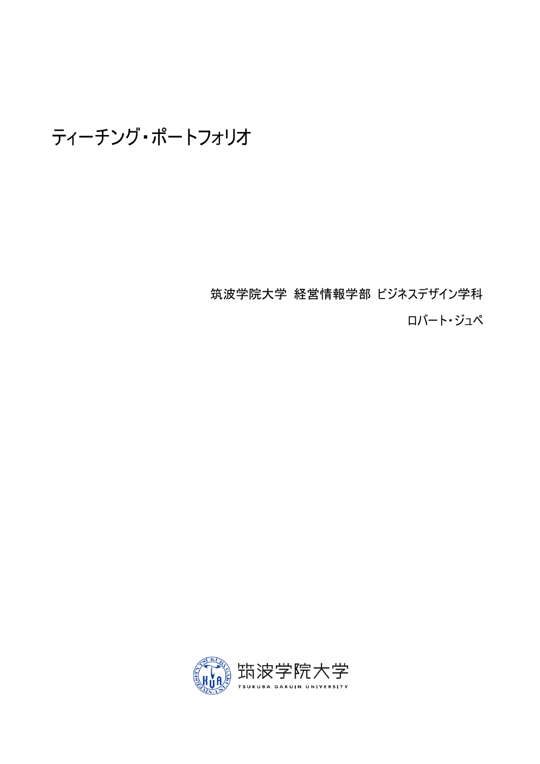# ティーチング・ポートフォリオ

筑波学院大学 経営情報学部 ビジネスデザイン学科

ロバート・ジュペ

筑波学院大学
TSUKUBA GAKUIN UNIVERSITY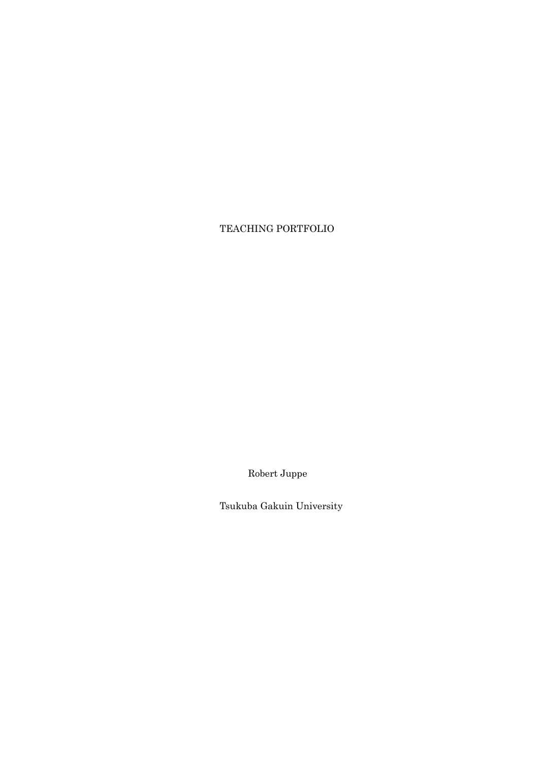# TEACHING PORTFOLIO

Robert Juppe

Tsukuba Gakuin University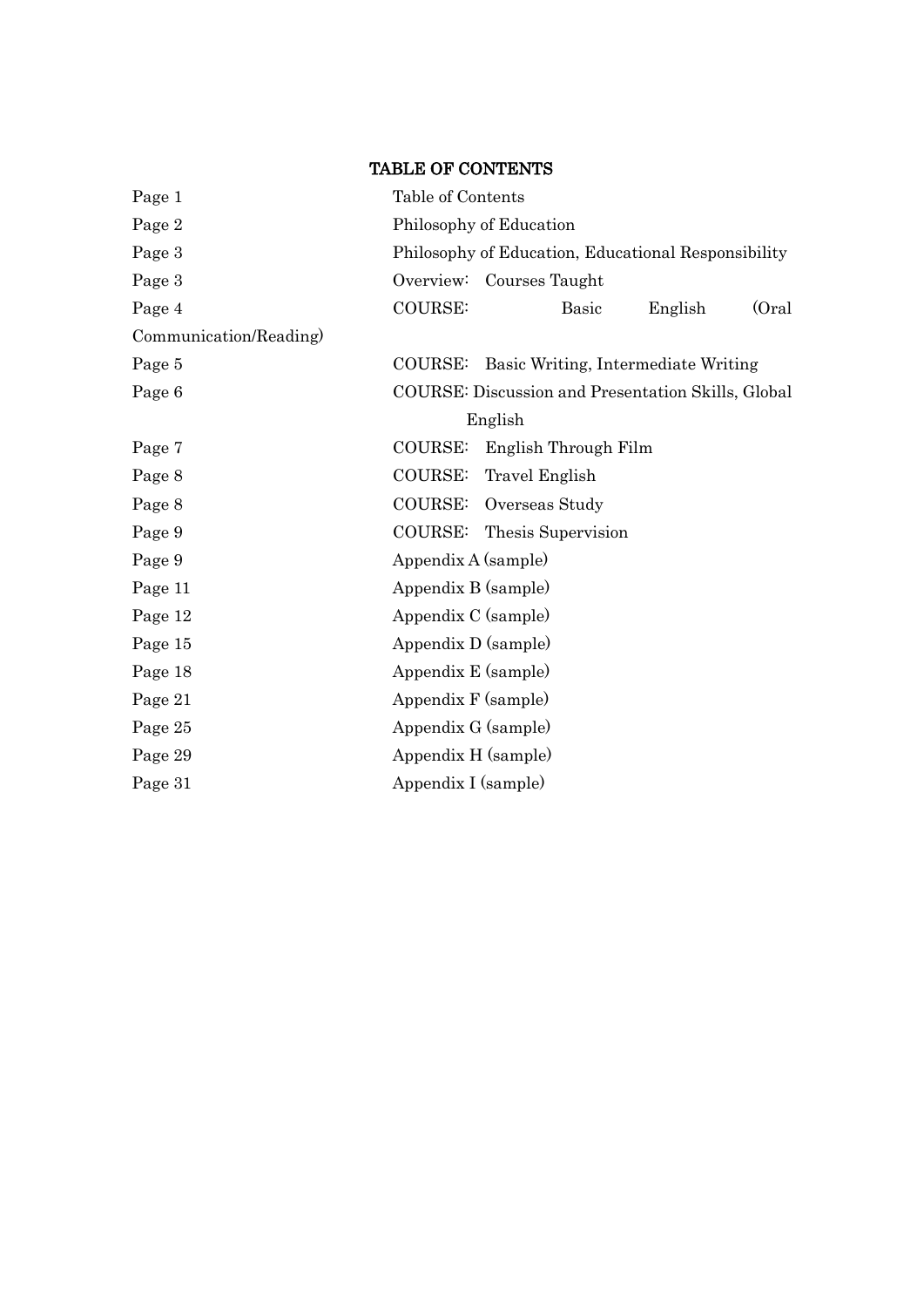## TABLE OF CONTENTS

| | |
|---|---|
| Page 1 | Table of Contents |
| Page 2 | Philosophy of Education |
| Page 3 | Philosophy of Education, Educational Responsibility |
| Page 3 | Overview: Courses Taught |
| Page 4 | COURSE: Basic English (Oral Communication/Reading) |
| Page 5 | COURSE: Basic Writing, Intermediate Writing |
| Page 6 | COURSE: Discussion and Presentation Skills, Global English |
| Page 7 | COURSE: English Through Film |
| Page 8 | COURSE: Travel English |
| Page 8 | COURSE: Overseas Study |
| Page 9 | COURSE: Thesis Supervision |
| Page 9 | Appendix A (sample) |
| Page 11 | Appendix B (sample) |
| Page 12 | Appendix C (sample) |
| Page 15 | Appendix D (sample) |
| Page 18 | Appendix E (sample) |
| Page 21 | Appendix F (sample) |
| Page 25 | Appendix G (sample) |
| Page 29 | Appendix H (sample) |
| Page 31 | Appendix I (sample) |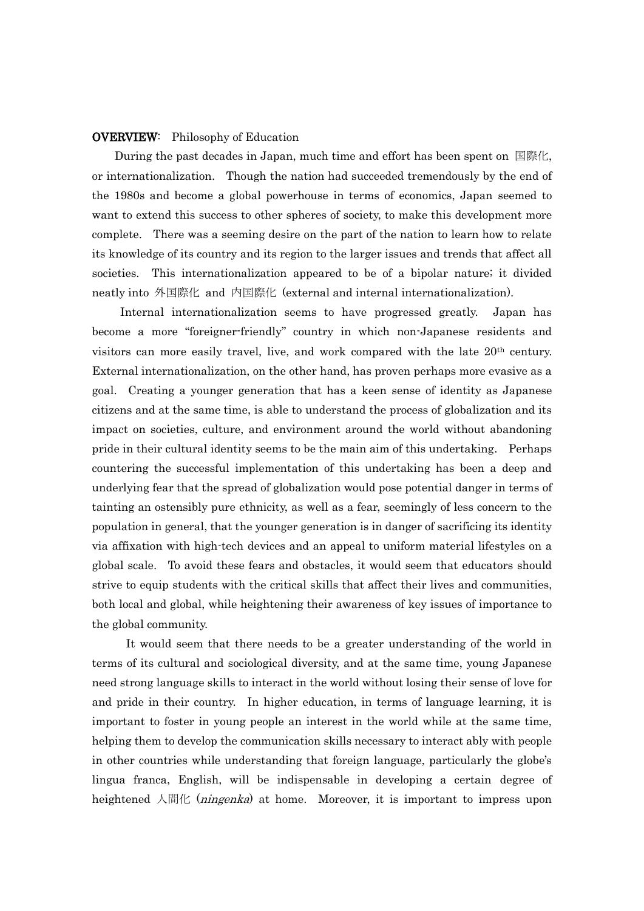**OVERVIEW**: Philosophy of Education

During the past decades in Japan, much time and effort has been spent on 国際化, or internationalization. Though the nation had succeeded tremendously by the end of the 1980s and become a global powerhouse in terms of economics, Japan seemed to want to extend this success to other spheres of society, to make this development more complete. There was a seeming desire on the part of the nation to learn how to relate its knowledge of its country and its region to the larger issues and trends that affect all societies. This internationalization appeared to be of a bipolar nature; it divided neatly into 外国際化 and 内国際化 (external and internal internationalization).

Internal internationalization seems to have progressed greatly. Japan has become a more "foreigner-friendly" country in which non-Japanese residents and visitors can more easily travel, live, and work compared with the late 20th century. External internationalization, on the other hand, has proven perhaps more evasive as a goal. Creating a younger generation that has a keen sense of identity as Japanese citizens and at the same time, is able to understand the process of globalization and its impact on societies, culture, and environment around the world without abandoning pride in their cultural identity seems to be the main aim of this undertaking. Perhaps countering the successful implementation of this undertaking has been a deep and underlying fear that the spread of globalization would pose potential danger in terms of tainting an ostensibly pure ethnicity, as well as a fear, seemingly of less concern to the population in general, that the younger generation is in danger of sacrificing its identity via affixation with high-tech devices and an appeal to uniform material lifestyles on a global scale. To avoid these fears and obstacles, it would seem that educators should strive to equip students with the critical skills that affect their lives and communities, both local and global, while heightening their awareness of key issues of importance to the global community.

It would seem that there needs to be a greater understanding of the world in terms of its cultural and sociological diversity, and at the same time, young Japanese need strong language skills to interact in the world without losing their sense of love for and pride in their country. In higher education, in terms of language learning, it is important to foster in young people an interest in the world while at the same time, helping them to develop the communication skills necessary to interact ably with people in other countries while understanding that foreign language, particularly the globe's lingua franca, English, will be indispensable in developing a certain degree of heightened 人間化 (*ningenka*) at home. Moreover, it is important to impress upon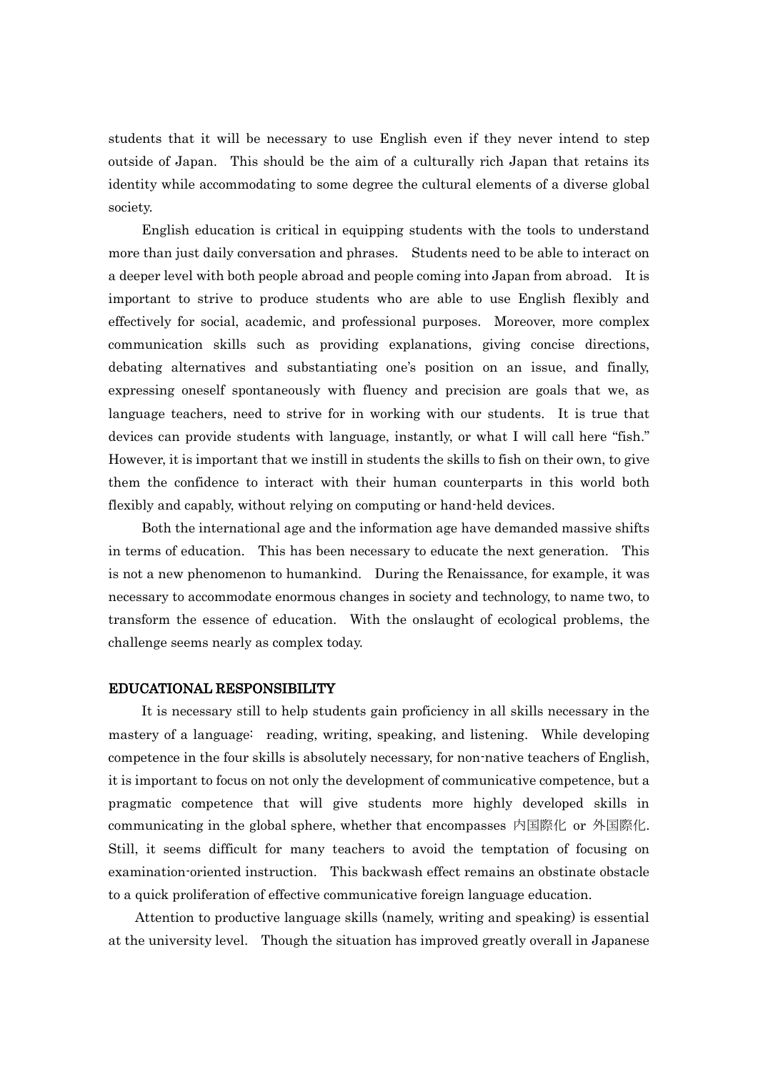students that it will be necessary to use English even if they never intend to step outside of Japan. This should be the aim of a culturally rich Japan that retains its identity while accommodating to some degree the cultural elements of a diverse global society.

English education is critical in equipping students with the tools to understand more than just daily conversation and phrases. Students need to be able to interact on a deeper level with both people abroad and people coming into Japan from abroad. It is important to strive to produce students who are able to use English flexibly and effectively for social, academic, and professional purposes. Moreover, more complex communication skills such as providing explanations, giving concise directions, debating alternatives and substantiating one's position on an issue, and finally, expressing oneself spontaneously with fluency and precision are goals that we, as language teachers, need to strive for in working with our students. It is true that devices can provide students with language, instantly, or what I will call here "fish." However, it is important that we instill in students the skills to fish on their own, to give them the confidence to interact with their human counterparts in this world both flexibly and capably, without relying on computing or hand-held devices.

Both the international age and the information age have demanded massive shifts in terms of education. This has been necessary to educate the next generation. This is not a new phenomenon to humankind. During the Renaissance, for example, it was necessary to accommodate enormous changes in society and technology, to name two, to transform the essence of education. With the onslaught of ecological problems, the challenge seems nearly as complex today.

## EDUCATIONAL RESPONSIBILITY

It is necessary still to help students gain proficiency in all skills necessary in the mastery of a language: reading, writing, speaking, and listening. While developing competence in the four skills is absolutely necessary, for non-native teachers of English, it is important to focus on not only the development of communicative competence, but a pragmatic competence that will give students more highly developed skills in communicating in the global sphere, whether that encompasses 内国際化 or 外国際化. Still, it seems difficult for many teachers to avoid the temptation of focusing on examination-oriented instruction. This backwash effect remains an obstinate obstacle to a quick proliferation of effective communicative foreign language education.

Attention to productive language skills (namely, writing and speaking) is essential at the university level. Though the situation has improved greatly overall in Japanese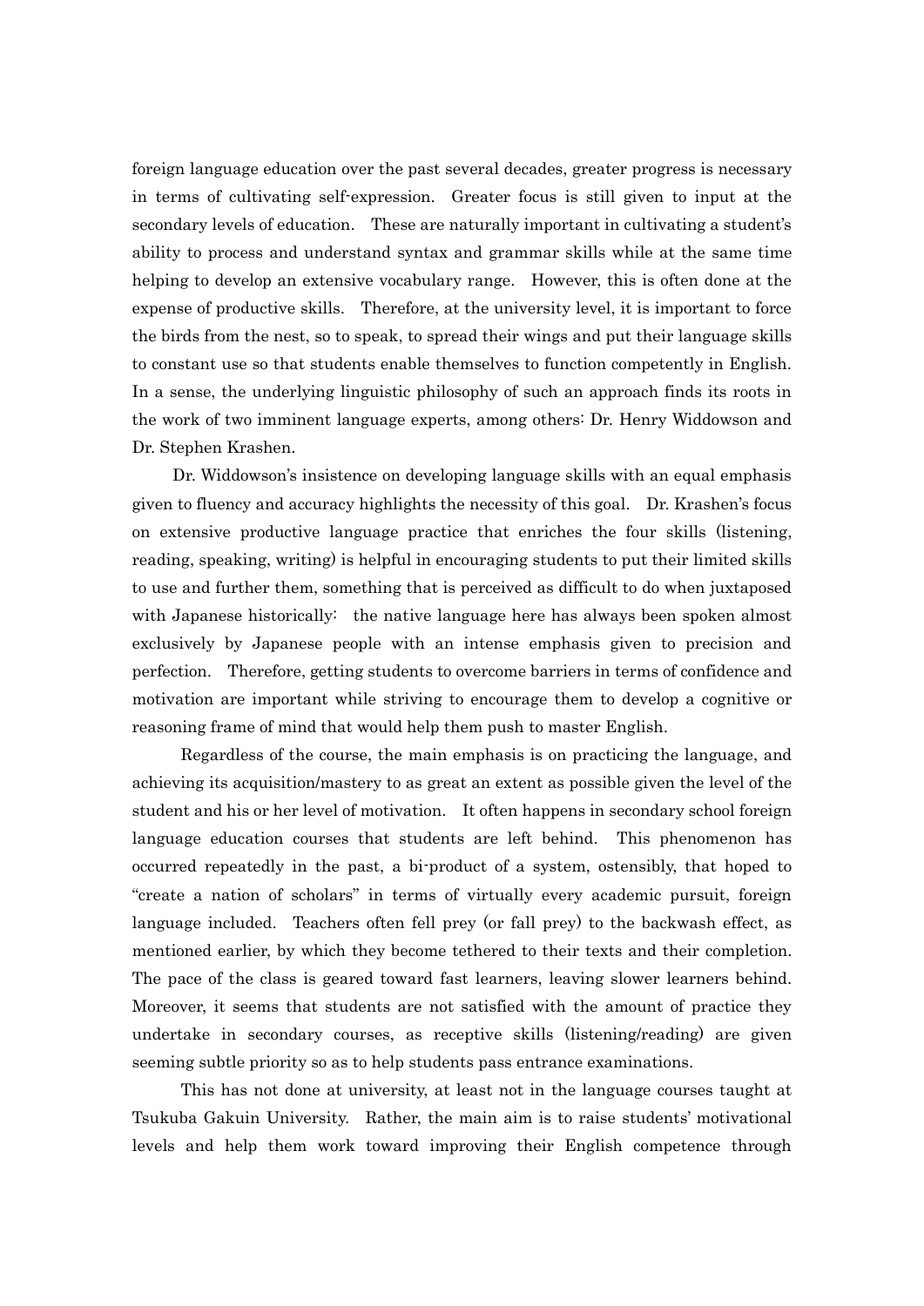foreign language education over the past several decades, greater progress is necessary in terms of cultivating self-expression. Greater focus is still given to input at the secondary levels of education. These are naturally important in cultivating a student's ability to process and understand syntax and grammar skills while at the same time helping to develop an extensive vocabulary range. However, this is often done at the expense of productive skills. Therefore, at the university level, it is important to force the birds from the nest, so to speak, to spread their wings and put their language skills to constant use so that students enable themselves to function competently in English. In a sense, the underlying linguistic philosophy of such an approach finds its roots in the work of two imminent language experts, among others: Dr. Henry Widdowson and Dr. Stephen Krashen.

Dr. Widdowson's insistence on developing language skills with an equal emphasis given to fluency and accuracy highlights the necessity of this goal. Dr. Krashen's focus on extensive productive language practice that enriches the four skills (listening, reading, speaking, writing) is helpful in encouraging students to put their limited skills to use and further them, something that is perceived as difficult to do when juxtaposed with Japanese historically: the native language here has always been spoken almost exclusively by Japanese people with an intense emphasis given to precision and perfection. Therefore, getting students to overcome barriers in terms of confidence and motivation are important while striving to encourage them to develop a cognitive or reasoning frame of mind that would help them push to master English.

Regardless of the course, the main emphasis is on practicing the language, and achieving its acquisition/mastery to as great an extent as possible given the level of the student and his or her level of motivation. It often happens in secondary school foreign language education courses that students are left behind. This phenomenon has occurred repeatedly in the past, a bi-product of a system, ostensibly, that hoped to "create a nation of scholars" in terms of virtually every academic pursuit, foreign language included. Teachers often fell prey (or fall prey) to the backwash effect, as mentioned earlier, by which they become tethered to their texts and their completion. The pace of the class is geared toward fast learners, leaving slower learners behind. Moreover, it seems that students are not satisfied with the amount of practice they undertake in secondary courses, as receptive skills (listening/reading) are given seeming subtle priority so as to help students pass entrance examinations.

This has not done at university, at least not in the language courses taught at Tsukuba Gakuin University. Rather, the main aim is to raise students' motivational levels and help them work toward improving their English competence through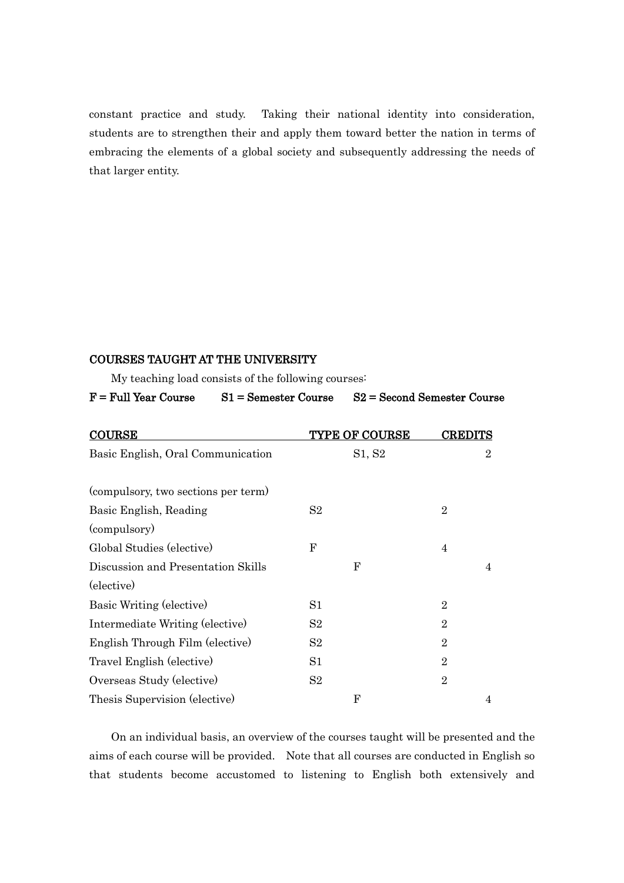constant practice and study. Taking their national identity into consideration, students are to strengthen their and apply them toward better the nation in terms of embracing the elements of a global society and subsequently addressing the needs of that larger entity.

## COURSES TAUGHT AT THE UNIVERSITY

My teaching load consists of the following courses:

**F = Full Year Course S1 = Semester Course S2 = Second Semester Course**

| COURSE | TYPE OF COURSE | CREDITS |
|---|---|---|
| Basic English, Oral Communication (compulsory, two sections per term) | S1, S2 | 2 |
| Basic English, Reading (compulsory) | S2 | 2 |
| Global Studies (elective) | F | 4 |
| Discussion and Presentation Skills (elective) | F | 4 |
| Basic Writing (elective) | S1 | 2 |
| Intermediate Writing (elective) | S2 | 2 |
| English Through Film (elective) | S2 | 2 |
| Travel English (elective) | S1 | 2 |
| Overseas Study (elective) | S2 | 2 |
| Thesis Supervision (elective) | F | 4 |

On an individual basis, an overview of the courses taught will be presented and the aims of each course will be provided. Note that all courses are conducted in English so that students become accustomed to listening to English both extensively and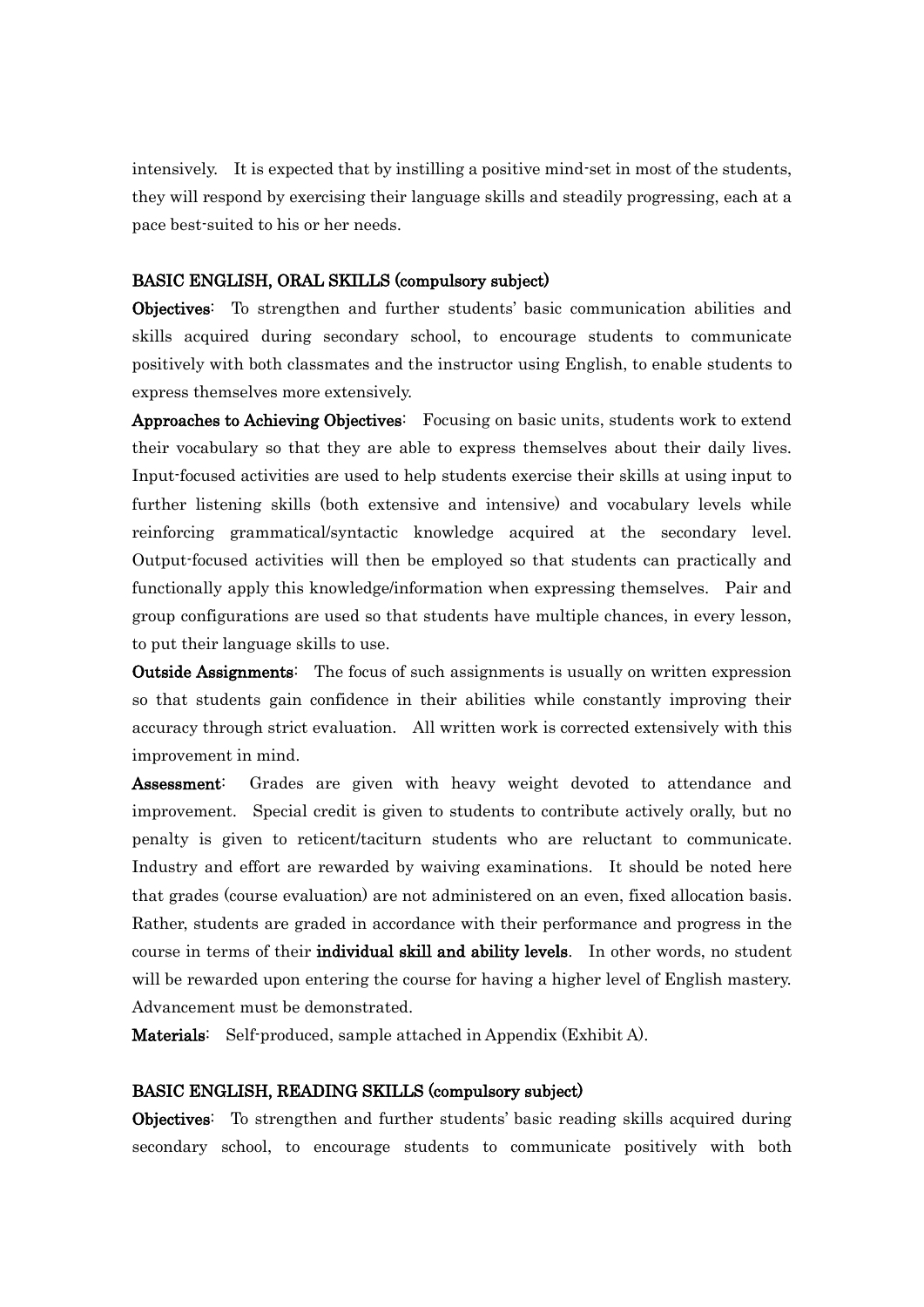intensively. It is expected that by instilling a positive mind-set in most of the students, they will respond by exercising their language skills and steadily progressing, each at a pace best-suited to his or her needs.

### BASIC ENGLISH, ORAL SKILLS (compulsory subject)

**Objectives**: To strengthen and further students' basic communication abilities and skills acquired during secondary school, to encourage students to communicate positively with both classmates and the instructor using English, to enable students to express themselves more extensively.

**Approaches to Achieving Objectives**: Focusing on basic units, students work to extend their vocabulary so that they are able to express themselves about their daily lives. Input-focused activities are used to help students exercise their skills at using input to further listening skills (both extensive and intensive) and vocabulary levels while reinforcing grammatical/syntactic knowledge acquired at the secondary level. Output-focused activities will then be employed so that students can practically and functionally apply this knowledge/information when expressing themselves. Pair and group configurations are used so that students have multiple chances, in every lesson, to put their language skills to use.

**Outside Assignments**: The focus of such assignments is usually on written expression so that students gain confidence in their abilities while constantly improving their accuracy through strict evaluation. All written work is corrected extensively with this improvement in mind.

**Assessment**: Grades are given with heavy weight devoted to attendance and improvement. Special credit is given to students to contribute actively orally, but no penalty is given to reticent/taciturn students who are reluctant to communicate. Industry and effort are rewarded by waiving examinations. It should be noted here that grades (course evaluation) are not administered on an even, fixed allocation basis. Rather, students are graded in accordance with their performance and progress in the course in terms of their **individual skill and ability levels**. In other words, no student will be rewarded upon entering the course for having a higher level of English mastery. Advancement must be demonstrated.

**Materials**: Self-produced, sample attached in Appendix (Exhibit A).

### BASIC ENGLISH, READING SKILLS (compulsory subject)

**Objectives**: To strengthen and further students' basic reading skills acquired during secondary school, to encourage students to communicate positively with both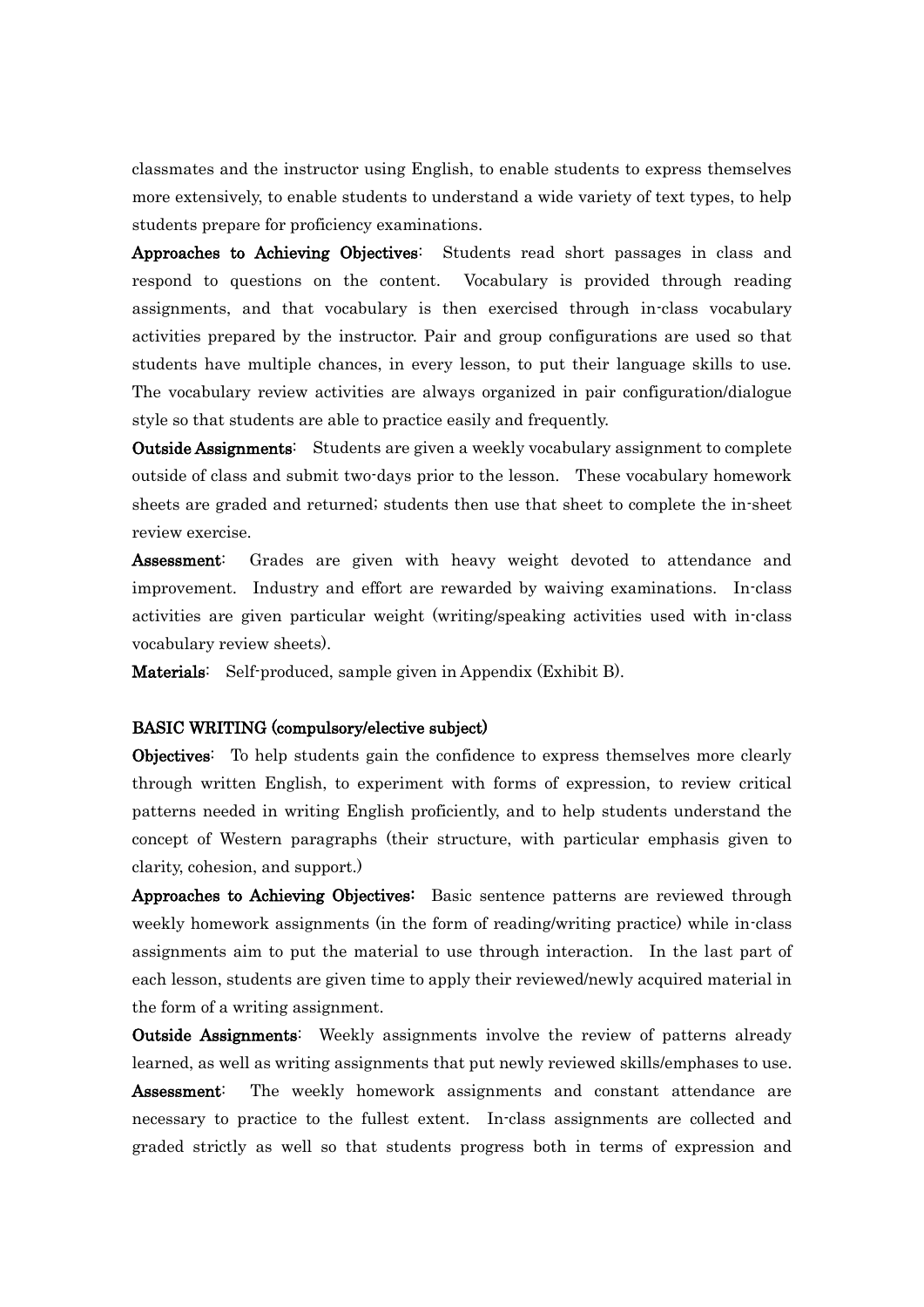classmates and the instructor using English, to enable students to express themselves more extensively, to enable students to understand a wide variety of text types, to help students prepare for proficiency examinations.

**Approaches to Achieving Objectives**: Students read short passages in class and respond to questions on the content. Vocabulary is provided through reading assignments, and that vocabulary is then exercised through in-class vocabulary activities prepared by the instructor. Pair and group configurations are used so that students have multiple chances, in every lesson, to put their language skills to use. The vocabulary review activities are always organized in pair configuration/dialogue style so that students are able to practice easily and frequently.

**Outside Assignments**: Students are given a weekly vocabulary assignment to complete outside of class and submit two-days prior to the lesson. These vocabulary homework sheets are graded and returned; students then use that sheet to complete the in-sheet review exercise.

**Assessment**: Grades are given with heavy weight devoted to attendance and improvement. Industry and effort are rewarded by waiving examinations. In-class activities are given particular weight (writing/speaking activities used with in-class vocabulary review sheets).

**Materials**: Self-produced, sample given in Appendix (Exhibit B).

### BASIC WRITING (compulsory/elective subject)

**Objectives**: To help students gain the confidence to express themselves more clearly through written English, to experiment with forms of expression, to review critical patterns needed in writing English proficiently, and to help students understand the concept of Western paragraphs (their structure, with particular emphasis given to clarity, cohesion, and support.)

**Approaches to Achieving Objectives:** Basic sentence patterns are reviewed through weekly homework assignments (in the form of reading/writing practice) while in-class assignments aim to put the material to use through interaction. In the last part of each lesson, students are given time to apply their reviewed/newly acquired material in the form of a writing assignment.

**Outside Assignments**: Weekly assignments involve the review of patterns already learned, as well as writing assignments that put newly reviewed skills/emphases to use.

**Assessment**: The weekly homework assignments and constant attendance are necessary to practice to the fullest extent. In-class assignments are collected and graded strictly as well so that students progress both in terms of expression and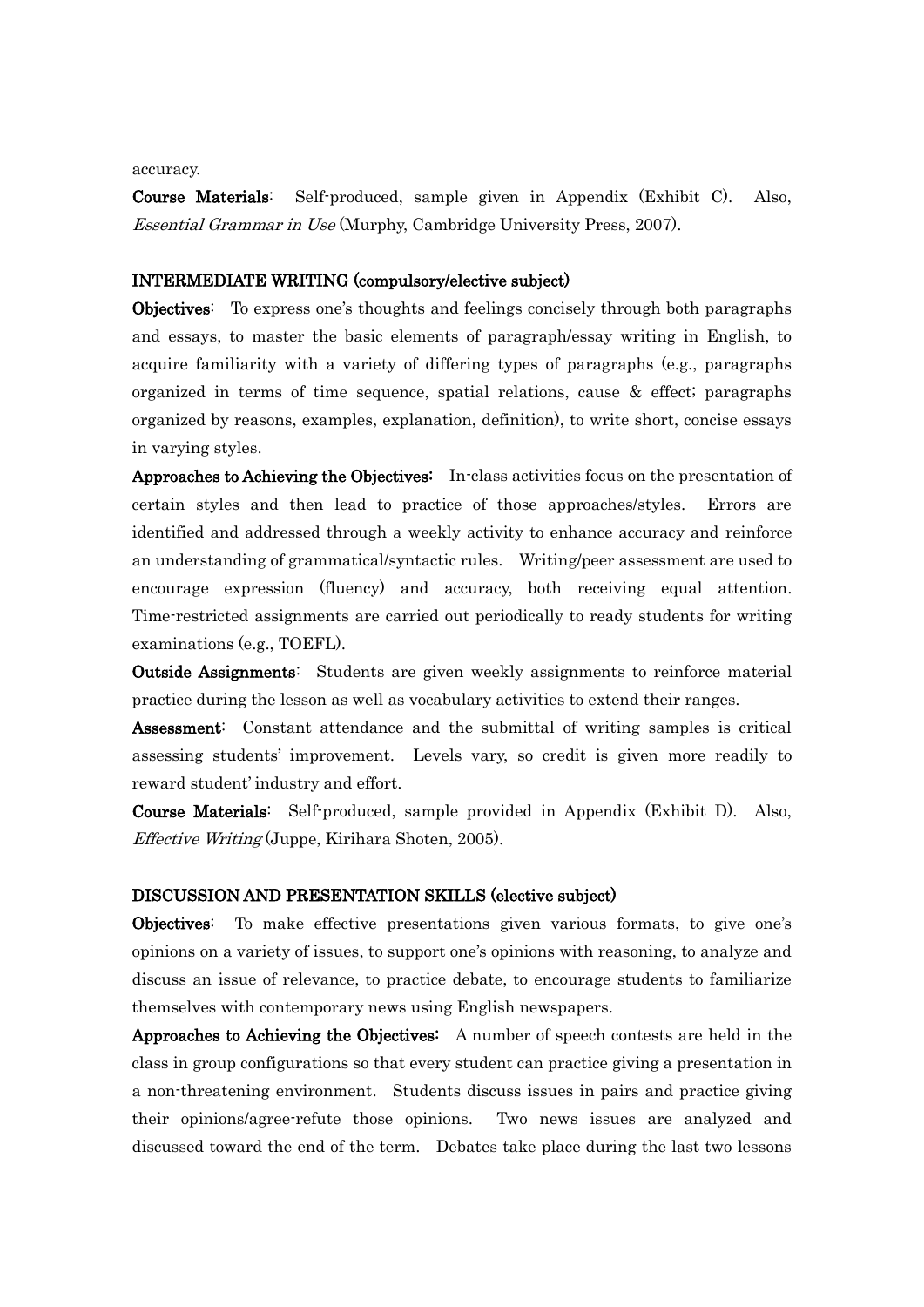accuracy.

**Course Materials**: Self-produced, sample given in Appendix (Exhibit C). Also, *Essential Grammar in Use* (Murphy, Cambridge University Press, 2007).

### INTERMEDIATE WRITING (compulsory/elective subject)

**Objectives**: To express one's thoughts and feelings concisely through both paragraphs and essays, to master the basic elements of paragraph/essay writing in English, to acquire familiarity with a variety of differing types of paragraphs (e.g., paragraphs organized in terms of time sequence, spatial relations, cause & effect; paragraphs organized by reasons, examples, explanation, definition), to write short, concise essays in varying styles.

**Approaches to Achieving the Objectives:** In-class activities focus on the presentation of certain styles and then lead to practice of those approaches/styles. Errors are identified and addressed through a weekly activity to enhance accuracy and reinforce an understanding of grammatical/syntactic rules. Writing/peer assessment are used to encourage expression (fluency) and accuracy, both receiving equal attention. Time-restricted assignments are carried out periodically to ready students for writing examinations (e.g., TOEFL).

**Outside Assignments**: Students are given weekly assignments to reinforce material practice during the lesson as well as vocabulary activities to extend their ranges.

**Assessment**: Constant attendance and the submittal of writing samples is critical assessing students' improvement. Levels vary, so credit is given more readily to reward student' industry and effort.

**Course Materials**: Self-produced, sample provided in Appendix (Exhibit D). Also, *Effective Writing* (Juppe, Kirihara Shoten, 2005).

### DISCUSSION AND PRESENTATION SKILLS (elective subject)

**Objectives**: To make effective presentations given various formats, to give one's opinions on a variety of issues, to support one's opinions with reasoning, to analyze and discuss an issue of relevance, to practice debate, to encourage students to familiarize themselves with contemporary news using English newspapers.

**Approaches to Achieving the Objectives:** A number of speech contests are held in the class in group configurations so that every student can practice giving a presentation in a non-threatening environment. Students discuss issues in pairs and practice giving their opinions/agree-refute those opinions. Two news issues are analyzed and discussed toward the end of the term. Debates take place during the last two lessons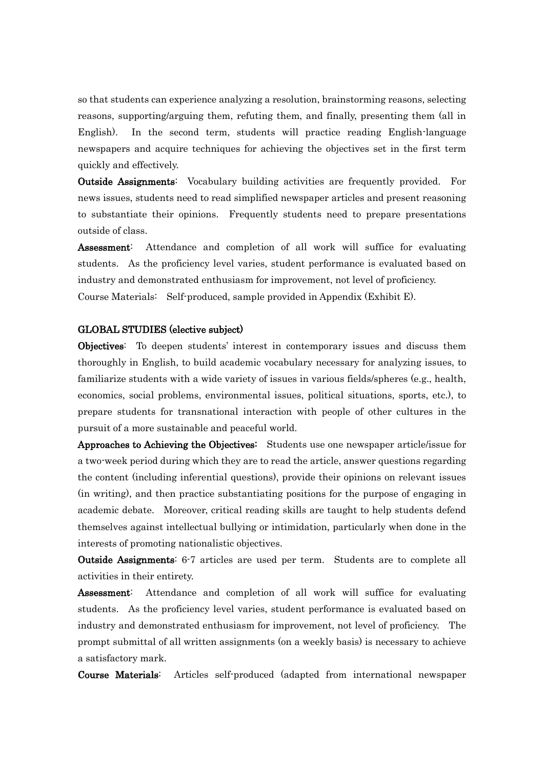so that students can experience analyzing a resolution, brainstorming reasons, selecting reasons, supporting/arguing them, refuting them, and finally, presenting them (all in English). In the second term, students will practice reading English-language newspapers and acquire techniques for achieving the objectives set in the first term quickly and effectively.

**Outside Assignments**: Vocabulary building activities are frequently provided. For news issues, students need to read simplified newspaper articles and present reasoning to substantiate their opinions. Frequently students need to prepare presentations outside of class.

**Assessment**: Attendance and completion of all work will suffice for evaluating students. As the proficiency level varies, student performance is evaluated based on industry and demonstrated enthusiasm for improvement, not level of proficiency.

Course Materials: Self-produced, sample provided in Appendix (Exhibit E).

**GLOBAL STUDIES (elective subject)**

**Objectives**: To deepen students' interest in contemporary issues and discuss them thoroughly in English, to build academic vocabulary necessary for analyzing issues, to familiarize students with a wide variety of issues in various fields/spheres (e.g., health, economics, social problems, environmental issues, political situations, sports, etc.), to prepare students for transnational interaction with people of other cultures in the pursuit of a more sustainable and peaceful world.

**Approaches to Achieving the Objectives:** Students use one newspaper article/issue for a two-week period during which they are to read the article, answer questions regarding the content (including inferential questions), provide their opinions on relevant issues (in writing), and then practice substantiating positions for the purpose of engaging in academic debate. Moreover, critical reading skills are taught to help students defend themselves against intellectual bullying or intimidation, particularly when done in the interests of promoting nationalistic objectives.

**Outside Assignments**: 6-7 articles are used per term. Students are to complete all activities in their entirety.

**Assessment**: Attendance and completion of all work will suffice for evaluating students. As the proficiency level varies, student performance is evaluated based on industry and demonstrated enthusiasm for improvement, not level of proficiency. The prompt submittal of all written assignments (on a weekly basis) is necessary to achieve a satisfactory mark.

**Course Materials**: Articles self-produced (adapted from international newspaper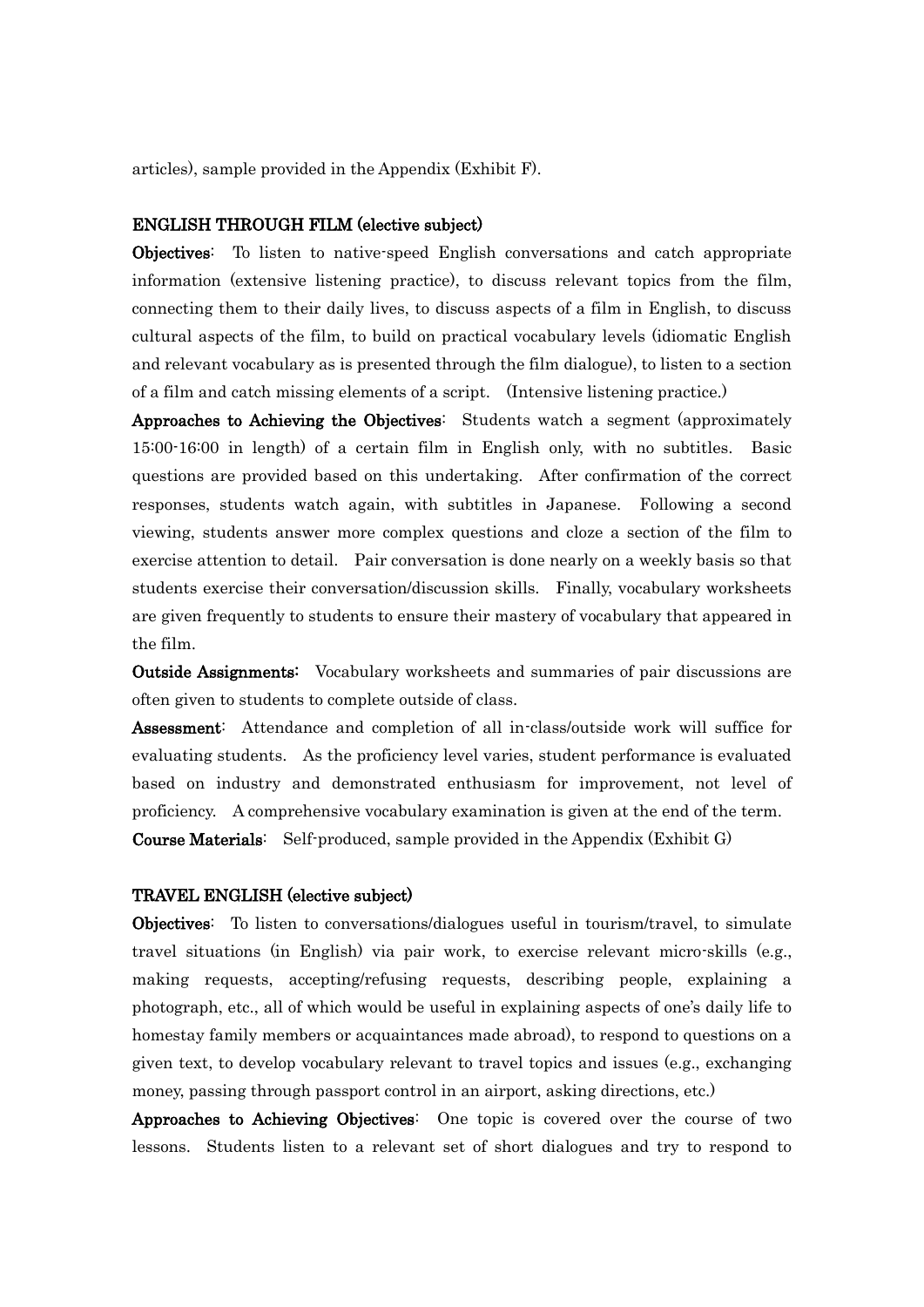articles), sample provided in the Appendix (Exhibit F).

## ENGLISH THROUGH FILM (elective subject)

**Objectives**: To listen to native-speed English conversations and catch appropriate information (extensive listening practice), to discuss relevant topics from the film, connecting them to their daily lives, to discuss aspects of a film in English, to discuss cultural aspects of the film, to build on practical vocabulary levels (idiomatic English and relevant vocabulary as is presented through the film dialogue), to listen to a section of a film and catch missing elements of a script. (Intensive listening practice.)

**Approaches to Achieving the Objectives**: Students watch a segment (approximately 15:00-16:00 in length) of a certain film in English only, with no subtitles. Basic questions are provided based on this undertaking. After confirmation of the correct responses, students watch again, with subtitles in Japanese. Following a second viewing, students answer more complex questions and cloze a section of the film to exercise attention to detail. Pair conversation is done nearly on a weekly basis so that students exercise their conversation/discussion skills. Finally, vocabulary worksheets are given frequently to students to ensure their mastery of vocabulary that appeared in the film.

**Outside Assignments**: Vocabulary worksheets and summaries of pair discussions are often given to students to complete outside of class.

**Assessment**: Attendance and completion of all in-class/outside work will suffice for evaluating students. As the proficiency level varies, student performance is evaluated based on industry and demonstrated enthusiasm for improvement, not level of proficiency. A comprehensive vocabulary examination is given at the end of the term.

**Course Materials**: Self-produced, sample provided in the Appendix (Exhibit G)

## TRAVEL ENGLISH (elective subject)

**Objectives**: To listen to conversations/dialogues useful in tourism/travel, to simulate travel situations (in English) via pair work, to exercise relevant micro-skills (e.g., making requests, accepting/refusing requests, describing people, explaining a photograph, etc., all of which would be useful in explaining aspects of one's daily life to homestay family members or acquaintances made abroad), to respond to questions on a given text, to develop vocabulary relevant to travel topics and issues (e.g., exchanging money, passing through passport control in an airport, asking directions, etc.)

**Approaches to Achieving Objectives**: One topic is covered over the course of two lessons. Students listen to a relevant set of short dialogues and try to respond to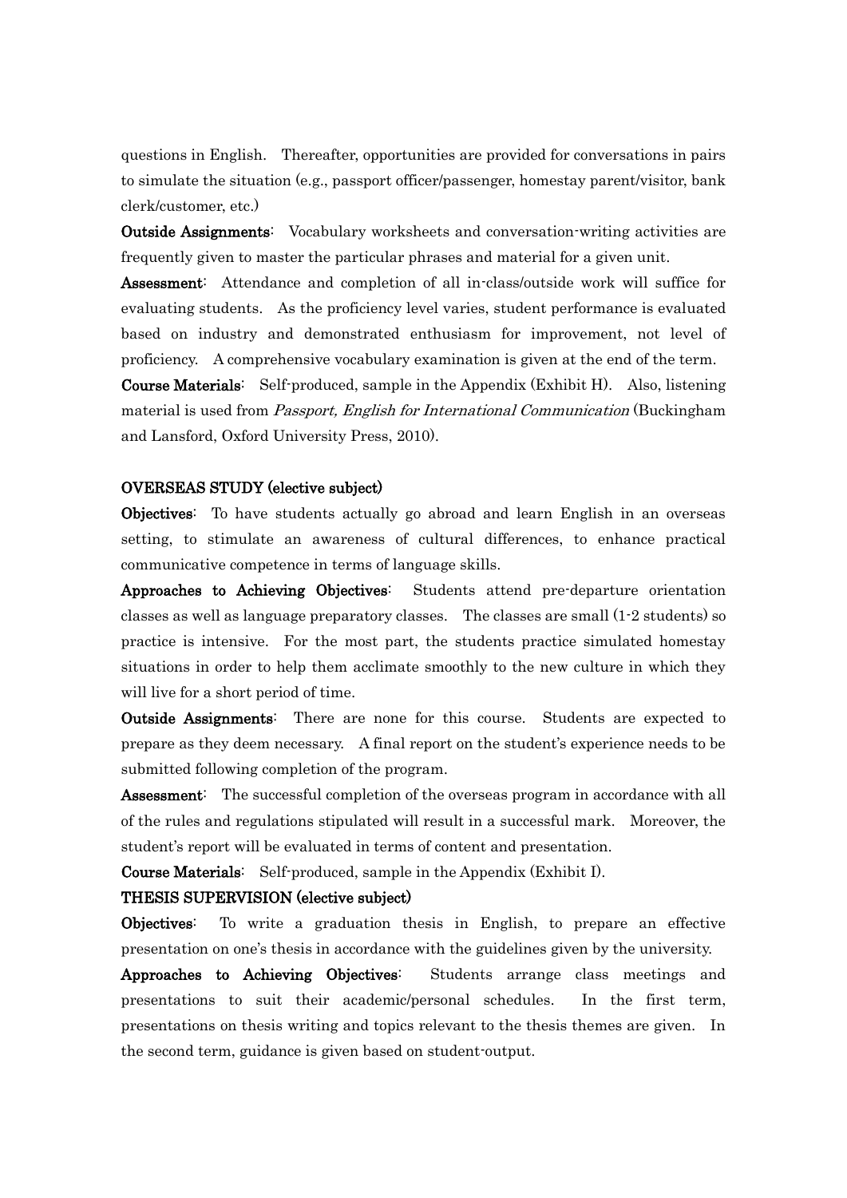questions in English. Thereafter, opportunities are provided for conversations in pairs to simulate the situation (e.g., passport officer/passenger, homestay parent/visitor, bank clerk/customer, etc.)

**Outside Assignments**: Vocabulary worksheets and conversation-writing activities are frequently given to master the particular phrases and material for a given unit.

**Assessment**: Attendance and completion of all in-class/outside work will suffice for evaluating students. As the proficiency level varies, student performance is evaluated based on industry and demonstrated enthusiasm for improvement, not level of proficiency. A comprehensive vocabulary examination is given at the end of the term.

**Course Materials**: Self-produced, sample in the Appendix (Exhibit H). Also, listening material is used from *Passport, English for International Communication* (Buckingham and Lansford, Oxford University Press, 2010).

### OVERSEAS STUDY (elective subject)

**Objectives**: To have students actually go abroad and learn English in an overseas setting, to stimulate an awareness of cultural differences, to enhance practical communicative competence in terms of language skills.

**Approaches to Achieving Objectives**: Students attend pre-departure orientation classes as well as language preparatory classes. The classes are small (1-2 students) so practice is intensive. For the most part, the students practice simulated homestay situations in order to help them acclimate smoothly to the new culture in which they will live for a short period of time.

**Outside Assignments**: There are none for this course. Students are expected to prepare as they deem necessary. A final report on the student's experience needs to be submitted following completion of the program.

**Assessment**: The successful completion of the overseas program in accordance with all of the rules and regulations stipulated will result in a successful mark. Moreover, the student's report will be evaluated in terms of content and presentation.

**Course Materials**: Self-produced, sample in the Appendix (Exhibit I).

### THESIS SUPERVISION (elective subject)

**Objectives**: To write a graduation thesis in English, to prepare an effective presentation on one's thesis in accordance with the guidelines given by the university.

**Approaches to Achieving Objectives**: Students arrange class meetings and presentations to suit their academic/personal schedules. In the first term, presentations on thesis writing and topics relevant to the thesis themes are given. In the second term, guidance is given based on student-output.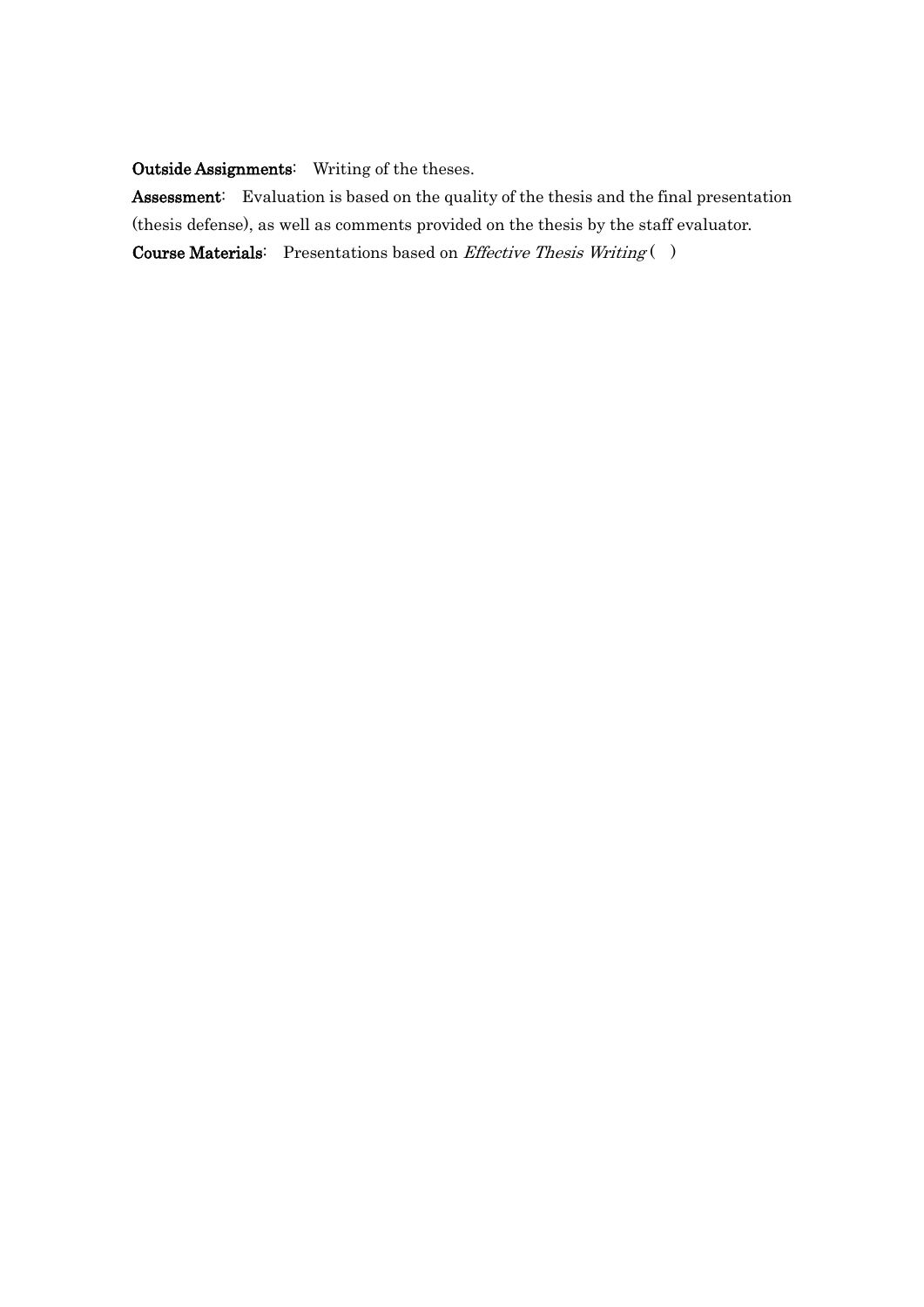**Outside Assignments**: Writing of the theses.

**Assessment**: Evaluation is based on the quality of the thesis and the final presentation (thesis defense), as well as comments provided on the thesis by the staff evaluator.

**Course Materials**: Presentations based on *Effective Thesis Writing* ( )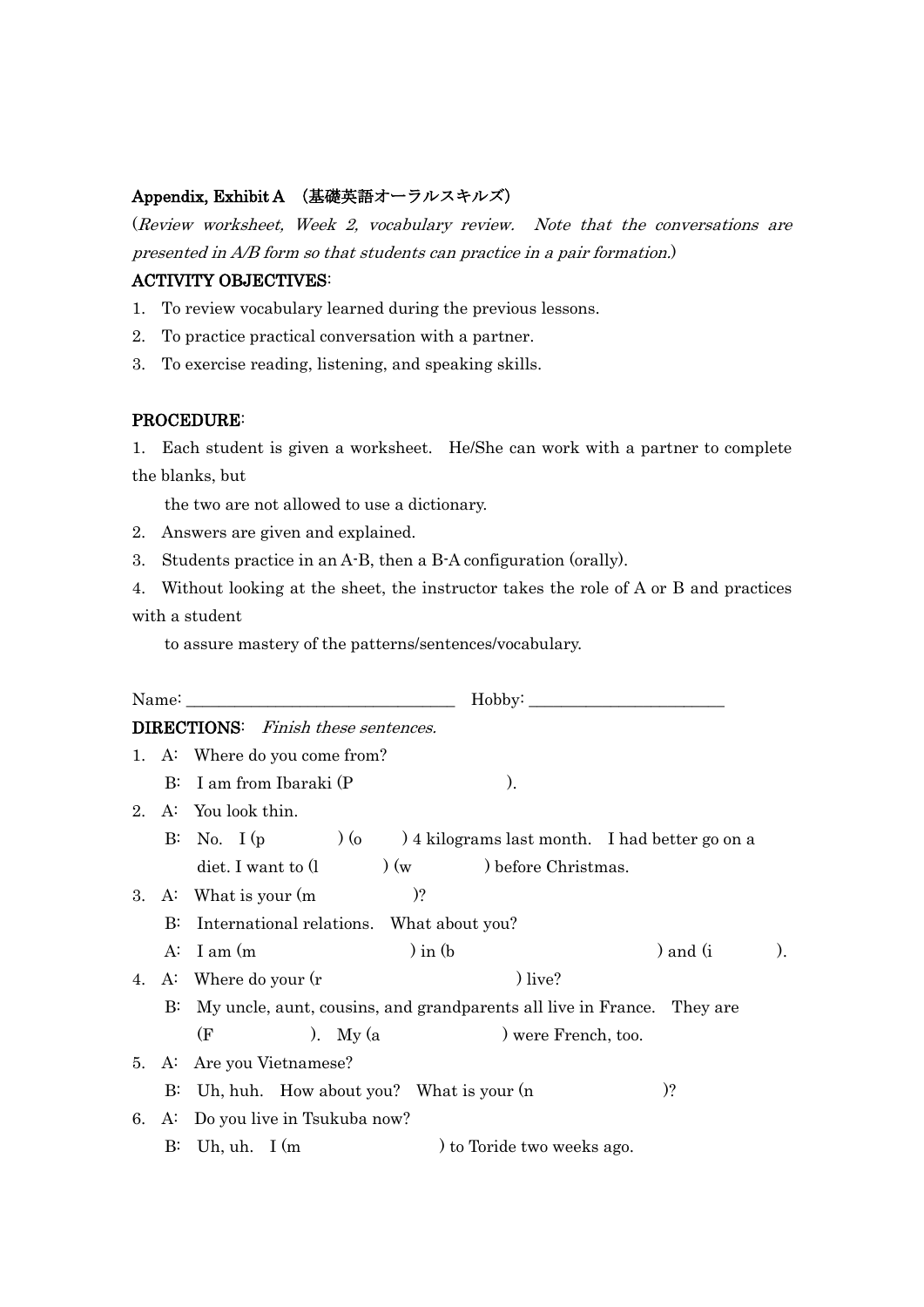**Appendix, Exhibit A （基礎英語オーラルスキルズ）**

(*Review worksheet, Week 2, vocabulary review. Note that the conversations are presented in A/B form so that students can practice in a pair formation.*)

**ACTIVITY OBJECTIVES**:

1. To review vocabulary learned during the previous lessons.
2. To practice practical conversation with a partner.
3. To exercise reading, listening, and speaking skills.

**PROCEDURE**:

1. Each student is given a worksheet. He/She can work with a partner to complete the blanks, but
   the two are not allowed to use a dictionary.
2. Answers are given and explained.
3. Students practice in an A-B, then a B-A configuration (orally).
4. Without looking at the sheet, the instructor takes the role of A or B and practices with a student
   to assure mastery of the patterns/sentences/vocabulary.

Name: ________________________________ Hobby: ________________________

**DIRECTIONS**: *Finish these sentences.*

1. A: Where do you come from?
   B: I am from Ibaraki (P                    ).
2. A: You look thin.
   B: No. I (p              ) (o        ) 4 kilograms last month. I had better go on a diet. I want to (l            ) (w              ) before Christmas.
3. A: What is your (m                  )?
   B: International relations. What about you?
   A: I am (m                          ) in (b                                    ) and (i             ).
4. A: Where do your (r                                ) live?
   B: My uncle, aunt, cousins, and grandparents all live in France. They are (F                 ). My (a                        ) were French, too.
5. A: Are you Vietnamese?
   B: Uh, huh. How about you? What is your (n                         )?
6. A: Do you live in Tsukuba now?
   B: Uh, uh. I (m                         ) to Toride two weeks ago.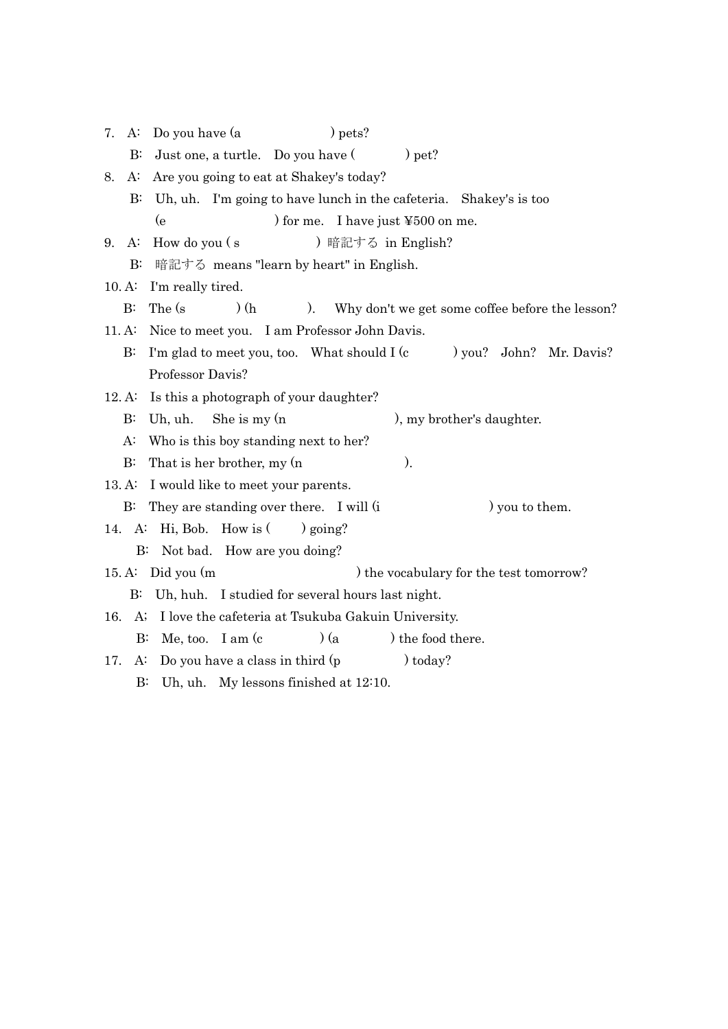7. A: Do you have (a                ) pets?

   B: Just one, a turtle. Do you have (         ) pet?

8. A: Are you going to eat at Shakey's today?

   B: Uh, uh. I'm going to have lunch in the cafeteria. Shakey's is too (e                ) for me. I have just ¥500 on me.

9. A: How do you ( s              ) 暗記する in English?

   B: 暗記する means "learn by heart" in English.

10. A: I'm really tired.

    B: The (s          ) (h          ). Why don't we get some coffee before the lesson?

11. A: Nice to meet you. I am Professor John Davis.

    B: I'm glad to meet you, too. What should I (c          ) you? John? Mr. Davis? Professor Davis?

12. A: Is this a photograph of your daughter?

    B: Uh, uh. She is my (n                ), my brother's daughter.

    A: Who is this boy standing next to her?

    B: That is her brother, my (n                ).

13. A: I would like to meet your parents.

    B: They are standing over there. I will (i                ) you to them.

14. A: Hi, Bob. How is (      ) going?

    B: Not bad. How are you doing?

15. A: Did you (m                    ) the vocabulary for the test tomorrow?

    B: Uh, huh. I studied for several hours last night.

16. A; I love the cafeteria at Tsukuba Gakuin University.

    B: Me, too. I am (c          ) (a          ) the food there.

17. A: Do you have a class in third (p            ) today?

    B: Uh, uh. My lessons finished at 12:10.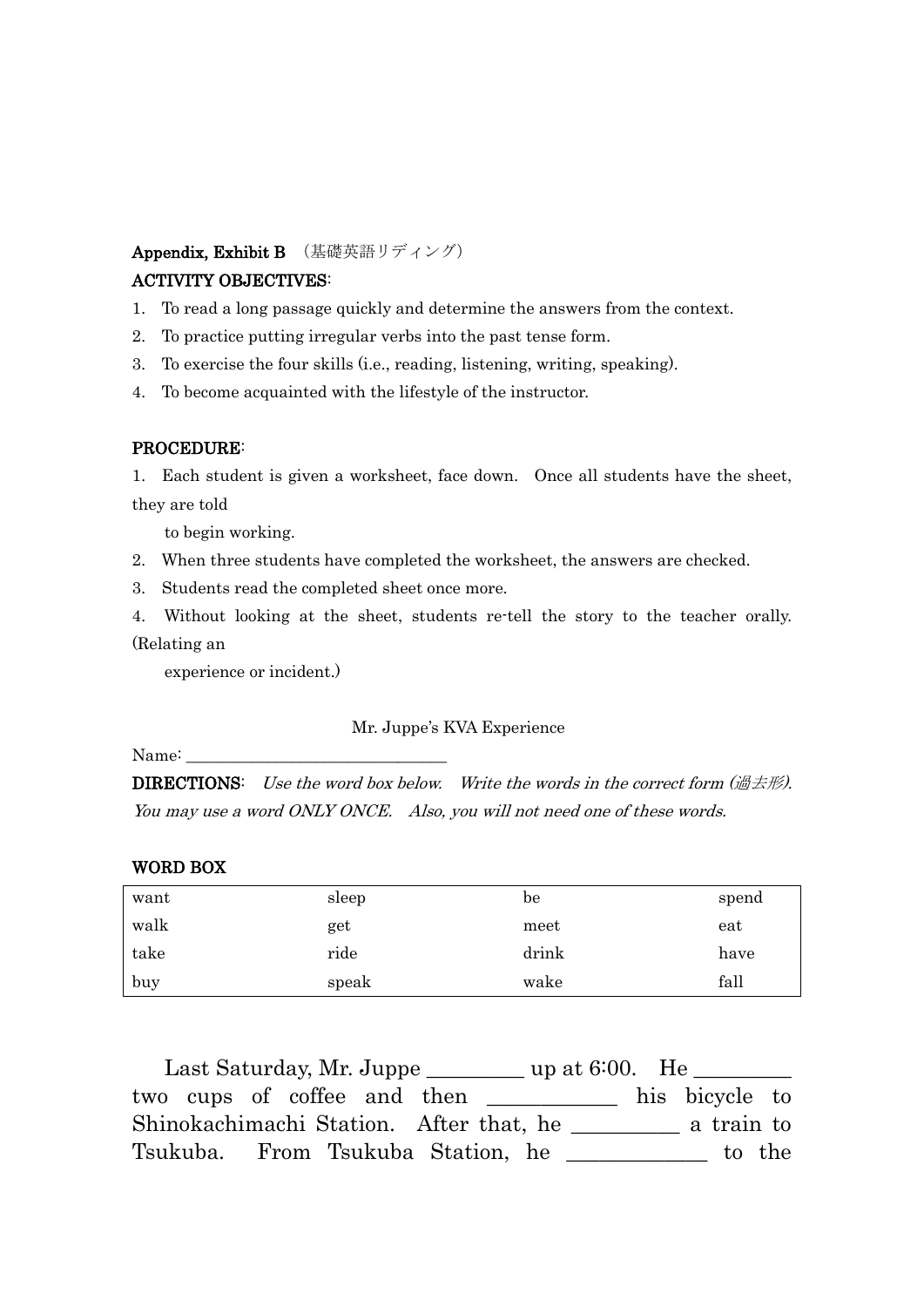**Appendix, Exhibit B** （基礎英語リディング）

**ACTIVITY OBJECTIVES**:

1. To read a long passage quickly and determine the answers from the context.
2. To practice putting irregular verbs into the past tense form.
3. To exercise the four skills (i.e., reading, listening, writing, speaking).
4. To become acquainted with the lifestyle of the instructor.

**PROCEDURE**:

1. Each student is given a worksheet, face down. Once all students have the sheet, they are told to begin working.
2. When three students have completed the worksheet, the answers are checked.
3. Students read the completed sheet once more.
4. Without looking at the sheet, students re-tell the story to the teacher orally. (Relating an experience or incident.)

Mr. Juppe's KVA Experience

Name: ______________________________

**DIRECTIONS**: *Use the word box below. Write the words in the correct form (過去形). You may use a word ONLY ONCE. Also, you will not need one of these words.*

**WORD BOX**

| | | | |
|---|---|---|---|
| want | sleep | be | spend |
| walk | get | meet | eat |
| take | ride | drink | have |
| buy | speak | wake | fall |

Last Saturday, Mr. Juppe _________ up at 6:00. He _________ two cups of coffee and then ___________ his bicycle to Shinokachimachi Station. After that, he __________ a train to Tsukuba. From Tsukuba Station, he ____________ to the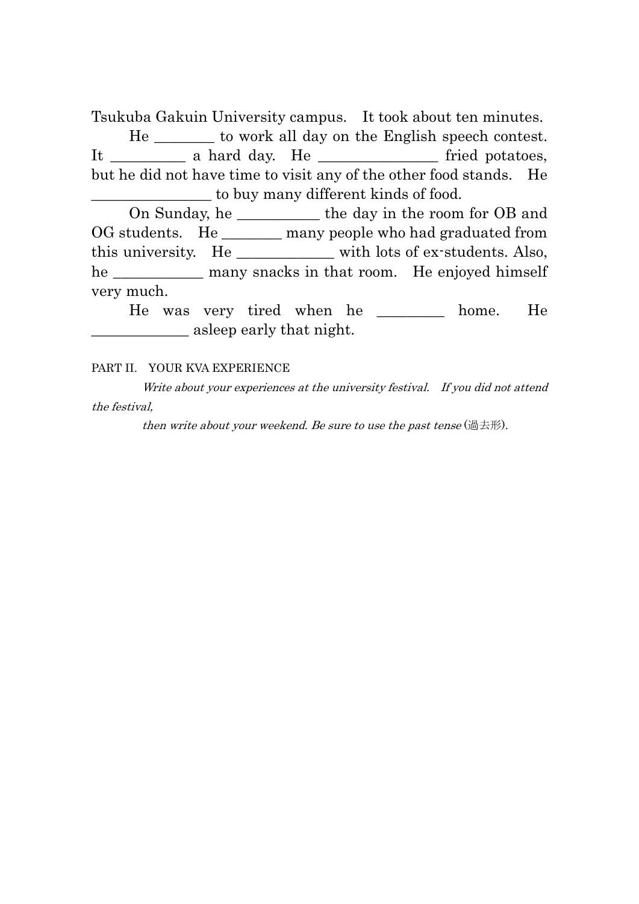Tsukuba Gakuin University campus. It took about ten minutes.

He ________ to work all day on the English speech contest. It __________ a hard day. He ________________ fried potatoes, but he did not have time to visit any of the other food stands. He ________________ to buy many different kinds of food.

On Sunday, he ___________ the day in the room for OB and OG students. He ________ many people who had graduated from this university. He _____________ with lots of ex-students. Also, he ____________ many snacks in that room. He enjoyed himself very much.

He was very tired when he _________ home. He _____________ asleep early that night.

PART II. YOUR KVA EXPERIENCE

*Write about your experiences at the university festival. If you did not attend the festival,*

*then write about your weekend. Be sure to use the past tense* (過去形).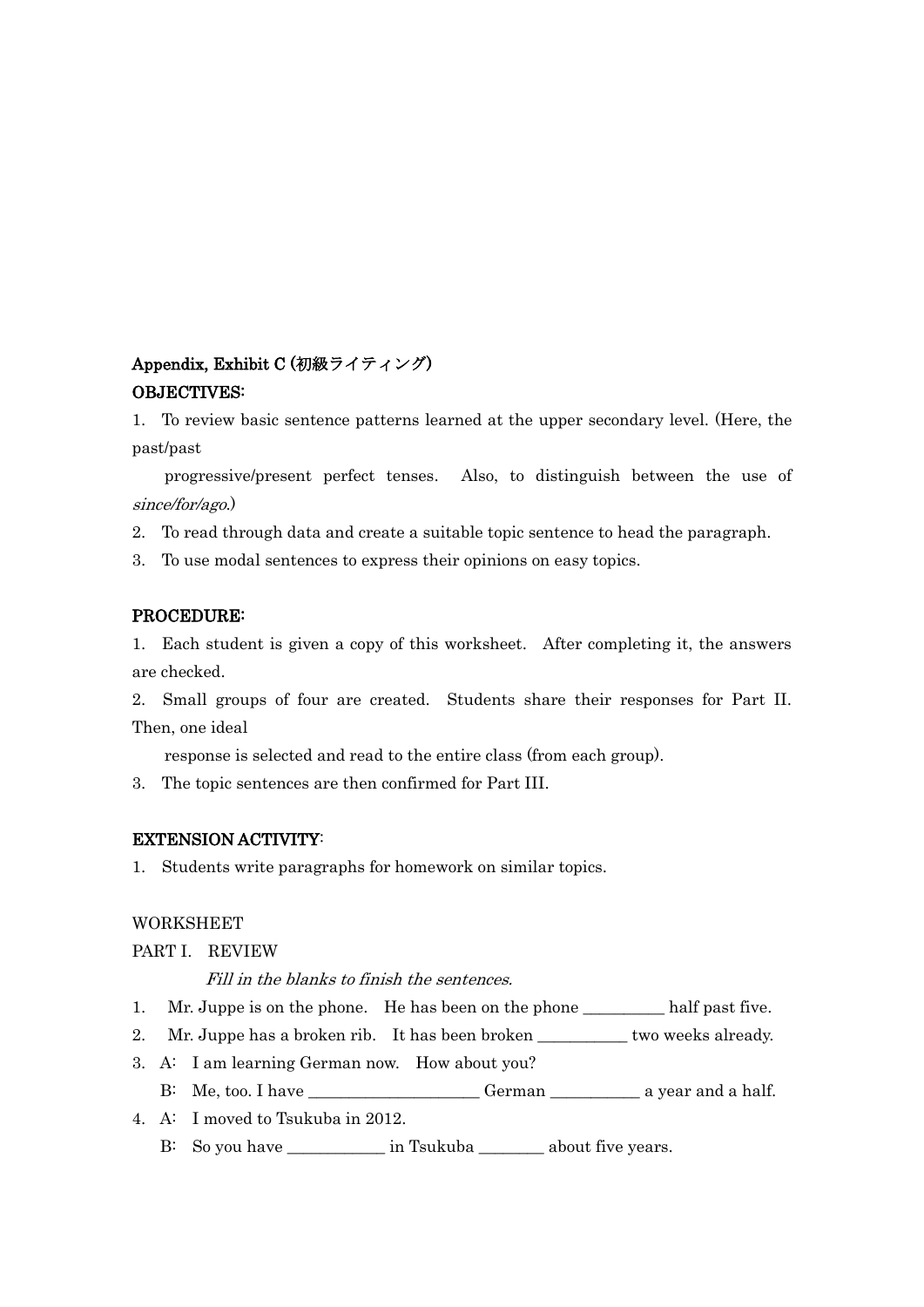**Appendix, Exhibit C (初級ライティング)**

**OBJECTIVES:**

1. To review basic sentence patterns learned at the upper secondary level. (Here, the past/past progressive/present perfect tenses. Also, to distinguish between the use of *since/for/ago*.)
2. To read through data and create a suitable topic sentence to head the paragraph.
3. To use modal sentences to express their opinions on easy topics.

**PROCEDURE:**

1. Each student is given a copy of this worksheet. After completing it, the answers are checked.
2. Small groups of four are created. Students share their responses for Part II. Then, one ideal response is selected and read to the entire class (from each group).
3. The topic sentences are then confirmed for Part III.

**EXTENSION ACTIVITY**:

1. Students write paragraphs for homework on similar topics.

WORKSHEET

PART I. REVIEW

*Fill in the blanks to finish the sentences.*

1. Mr. Juppe is on the phone. He has been on the phone __________ half past five.
2. Mr. Juppe has a broken rib. It has been broken ___________ two weeks already.
3. A: I am learning German now. How about you?
   B: Me, too. I have _____________________ German ___________ a year and a half.
4. A: I moved to Tsukuba in 2012.
   B: So you have ____________ in Tsukuba ________ about five years.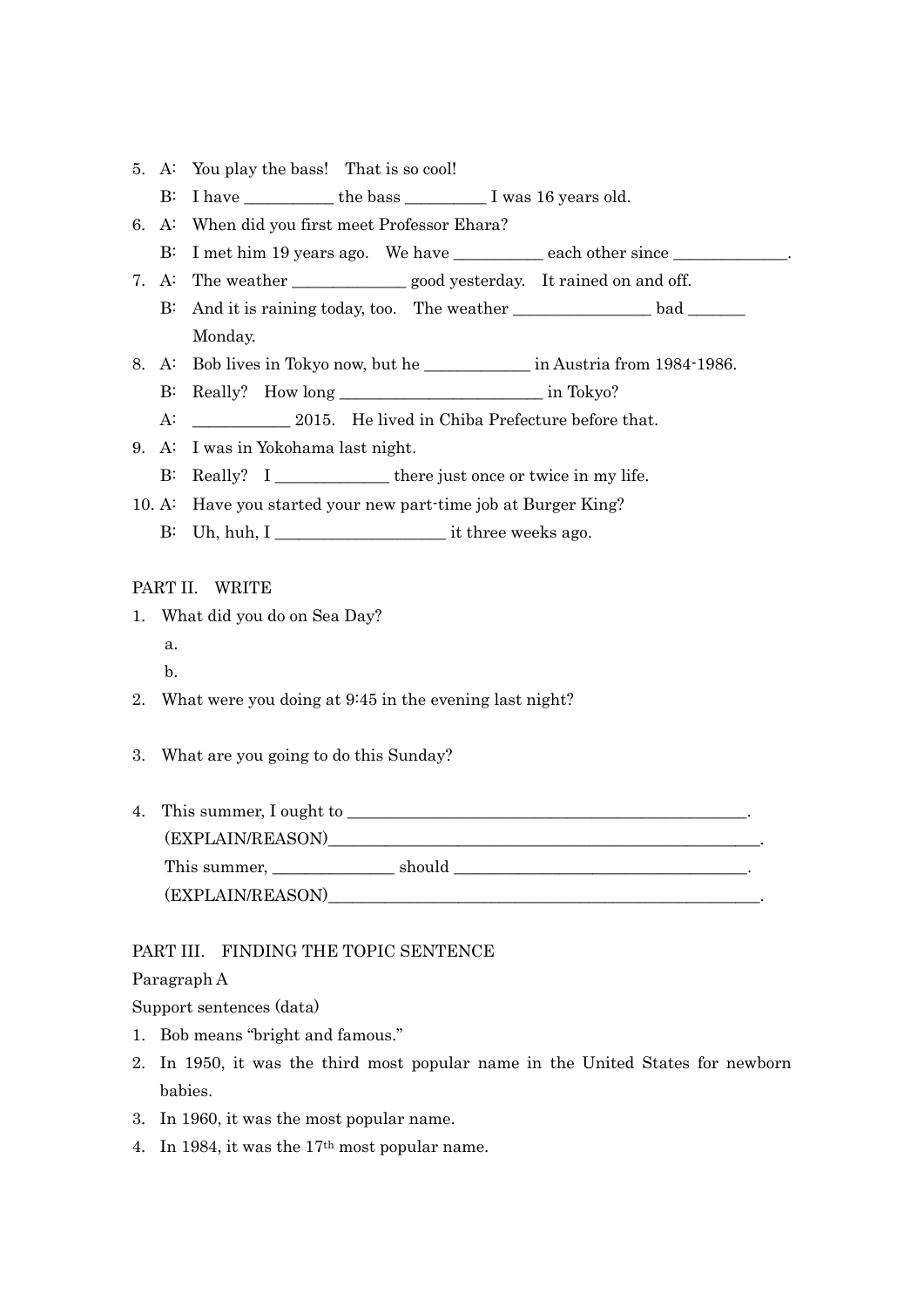5. A: You play the bass! That is so cool!

   B: I have __________ the bass _________ I was 16 years old.

6. A: When did you first meet Professor Ehara?

   B: I met him 19 years ago. We have __________ each other since _____________.

7. A: The weather _____________ good yesterday. It rained on and off.

   B: And it is raining today, too. The weather ________________ bad _______ Monday.

8. A: Bob lives in Tokyo now, but he ____________ in Austria from 1984-1986.

   B: Really? How long ________________________ in Tokyo?

   A: ___________ 2015. He lived in Chiba Prefecture before that.

9. A: I was in Yokohama last night.

   B: Really? I _____________ there just once or twice in my life.

10. A: Have you started your new part-time job at Burger King?

    B: Uh, huh, I ____________________ it three weeks ago.

## PART II. WRITE

1. What did you do on Sea Day?

   a.

   b.

2. What were you doing at 9:45 in the evening last night?

3. What are you going to do this Sunday?

4. This summer, I ought to _______________________________________________.

   (EXPLAIN/REASON)____________________________________________________.

   This summer, ______________ should __________________________________.

   (EXPLAIN/REASON)____________________________________________________.

## PART III. FINDING THE TOPIC SENTENCE

Paragraph A

Support sentences (data)

1. Bob means "bright and famous."
2. In 1950, it was the third most popular name in the United States for newborn babies.
3. In 1960, it was the most popular name.
4. In 1984, it was the 17th most popular name.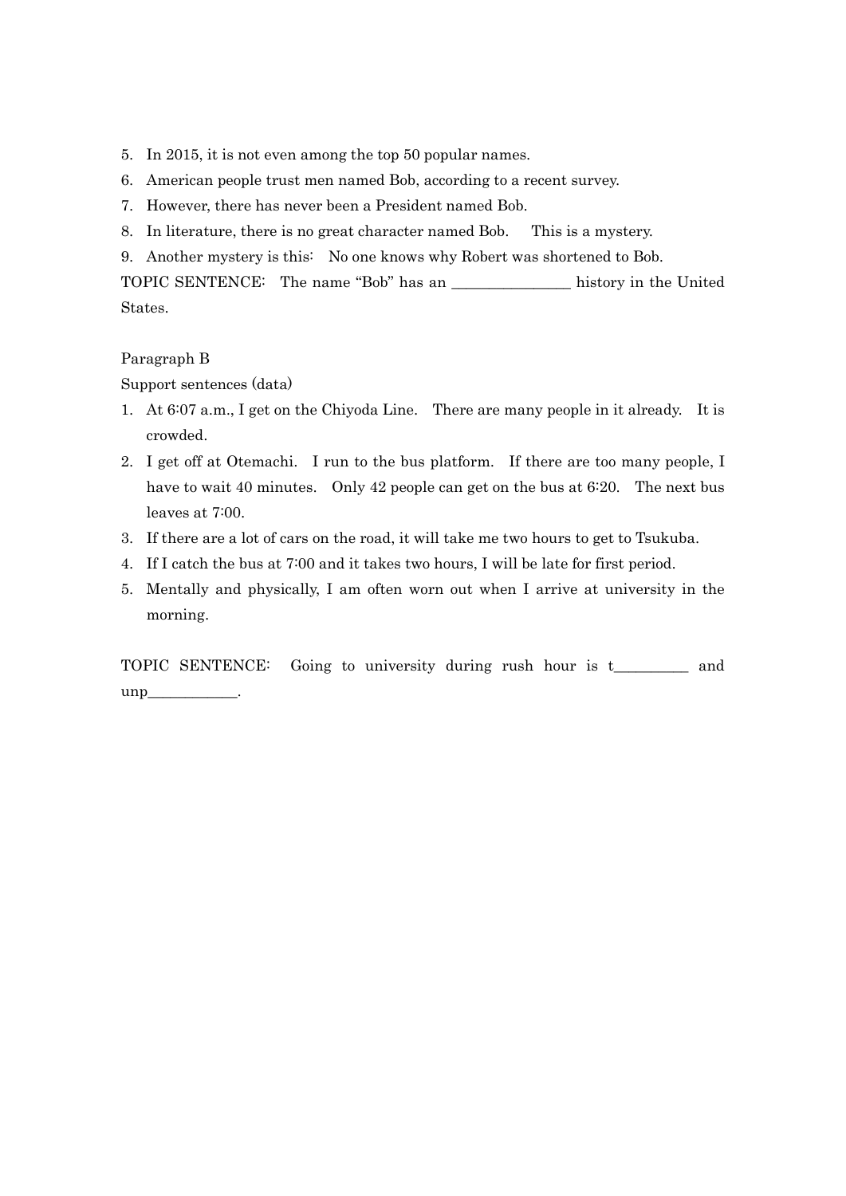5. In 2015, it is not even among the top 50 popular names.
6. American people trust men named Bob, according to a recent survey.
7. However, there has never been a President named Bob.
8. In literature, there is no great character named Bob.   This is a mystery.
9. Another mystery is this:  No one knows why Robert was shortened to Bob.

TOPIC SENTENCE:  The name "Bob" has an _______________ history in the United States.

Paragraph B

Support sentences (data)

1. At 6:07 a.m., I get on the Chiyoda Line.  There are many people in it already.  It is crowded.
2. I get off at Otemachi.  I run to the bus platform.  If there are too many people, I have to wait 40 minutes.  Only 42 people can get on the bus at 6:20.  The next bus leaves at 7:00.
3. If there are a lot of cars on the road, it will take me two hours to get to Tsukuba.
4. If I catch the bus at 7:00 and it takes two hours, I will be late for first period.
5. Mentally and physically, I am often worn out when I arrive at university in the morning.

TOPIC SENTENCE:  Going to university during rush hour is t_________ and unp___________.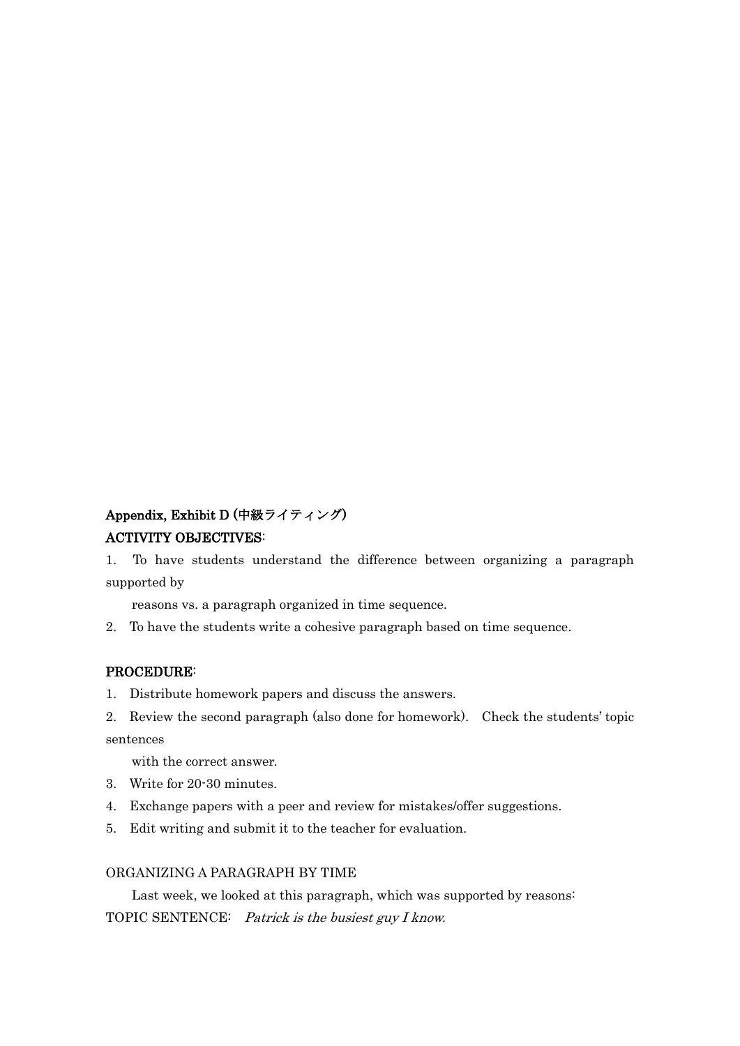**Appendix, Exhibit D (中級ライティング)**

**ACTIVITY OBJECTIVES**:

1. To have students understand the difference between organizing a paragraph supported by reasons vs. a paragraph organized in time sequence.
2. To have the students write a cohesive paragraph based on time sequence.

**PROCEDURE**:

1. Distribute homework papers and discuss the answers.
2. Review the second paragraph (also done for homework). Check the students' topic sentences with the correct answer.
3. Write for 20-30 minutes.
4. Exchange papers with a peer and review for mistakes/offer suggestions.
5. Edit writing and submit it to the teacher for evaluation.

ORGANIZING A PARAGRAPH BY TIME

Last week, we looked at this paragraph, which was supported by reasons:

TOPIC SENTENCE: *Patrick is the busiest guy I know.*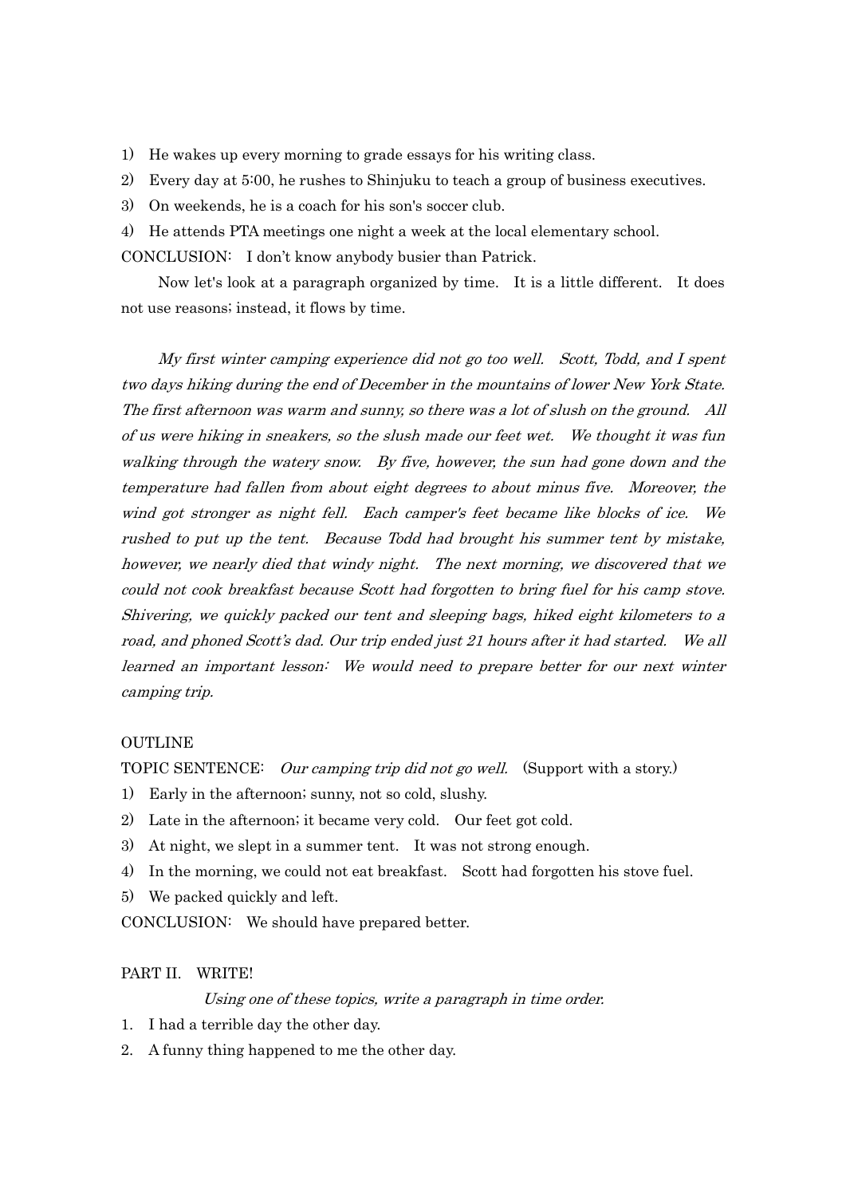1) He wakes up every morning to grade essays for his writing class.
2) Every day at 5:00, he rushes to Shinjuku to teach a group of business executives.
3) On weekends, he is a coach for his son's soccer club.
4) He attends PTA meetings one night a week at the local elementary school.

CONCLUSION: I don't know anybody busier than Patrick.

Now let's look at a paragraph organized by time. It is a little different. It does not use reasons; instead, it flows by time.

*My first winter camping experience did not go too well. Scott, Todd, and I spent two days hiking during the end of December in the mountains of lower New York State. The first afternoon was warm and sunny, so there was a lot of slush on the ground. All of us were hiking in sneakers, so the slush made our feet wet. We thought it was fun walking through the watery snow. By five, however, the sun had gone down and the temperature had fallen from about eight degrees to about minus five. Moreover, the wind got stronger as night fell. Each camper's feet became like blocks of ice. We rushed to put up the tent. Because Todd had brought his summer tent by mistake, however, we nearly died that windy night. The next morning, we discovered that we could not cook breakfast because Scott had forgotten to bring fuel for his camp stove. Shivering, we quickly packed our tent and sleeping bags, hiked eight kilometers to a road, and phoned Scott's dad. Our trip ended just 21 hours after it had started. We all learned an important lesson: We would need to prepare better for our next winter camping trip.*

OUTLINE

TOPIC SENTENCE: *Our camping trip did not go well.* (Support with a story.)

1) Early in the afternoon; sunny, not so cold, slushy.
2) Late in the afternoon; it became very cold. Our feet got cold.
3) At night, we slept in a summer tent. It was not strong enough.
4) In the morning, we could not eat breakfast. Scott had forgotten his stove fuel.
5) We packed quickly and left.

CONCLUSION: We should have prepared better.

PART II. WRITE!

*Using one of these topics, write a paragraph in time order.*

1. I had a terrible day the other day.
2. A funny thing happened to me the other day.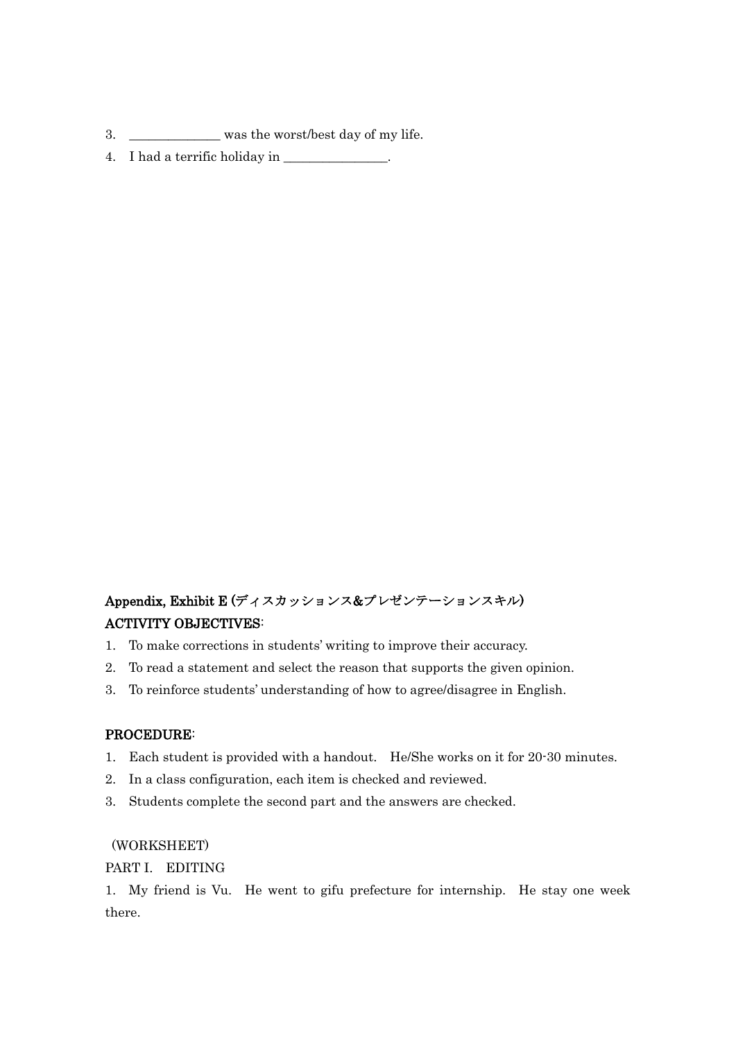3. ______________ was the worst/best day of my life.
4. I had a terrific holiday in ________________.

**Appendix, Exhibit E (ディスカッションス&プレゼンテーションスキル)**

**ACTIVITY OBJECTIVES**:

1. To make corrections in students' writing to improve their accuracy.
2. To read a statement and select the reason that supports the given opinion.
3. To reinforce students' understanding of how to agree/disagree in English.

**PROCEDURE**:

1. Each student is provided with a handout. He/She works on it for 20-30 minutes.
2. In a class configuration, each item is checked and reviewed.
3. Students complete the second part and the answers are checked.

(WORKSHEET)

PART I. EDITING

1. My friend is Vu. He went to gifu prefecture for internship. He stay one week there.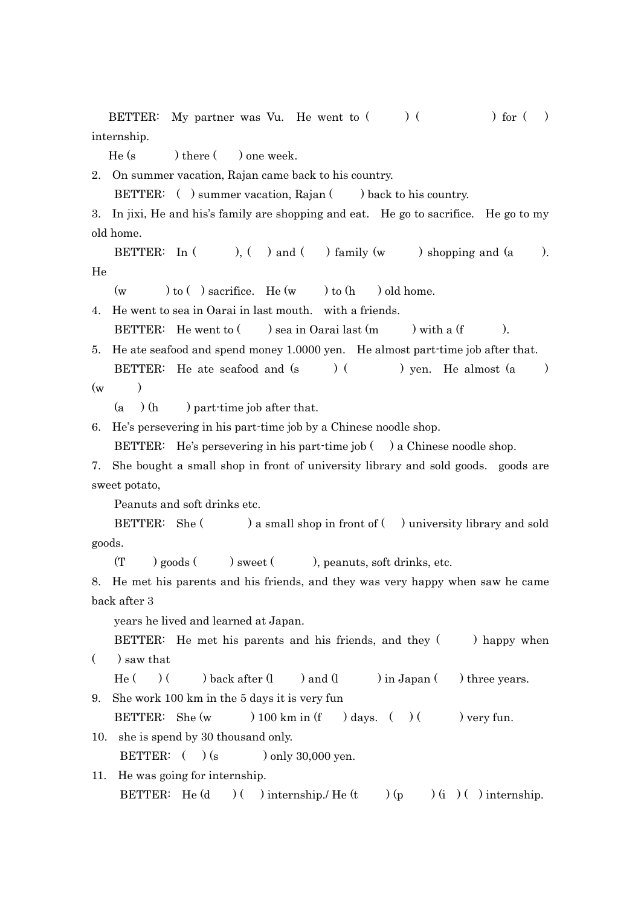BETTER: My partner was Vu. He went to (  ) (  ) for (  ) internship.

He (s  ) there (  ) one week.

2. On summer vacation, Rajan came back to his country.

   BETTER: (  ) summer vacation, Rajan (  ) back to his country.

3. In jixi, He and his's family are shopping and eat. He go to sacrifice. He go to my old home.

   BETTER: In (  ), (  ) and (  ) family (w  ) shopping and (a  ). He

   (w  ) to (  ) sacrifice. He (w  ) to (h  ) old home.

4. He went to sea in Oarai in last mouth. with a friends.

   BETTER: He went to (  ) sea in Oarai last (m  ) with a (f  ).

5. He ate seafood and spend money 1.0000 yen. He almost part-time job after that.

   BETTER: He ate seafood and (s  ) (  ) yen. He almost (a  ) (w  )

   (a  ) (h  ) part-time job after that.

6. He's persevering in his part-time job by a Chinese noodle shop.

   BETTER: He's persevering in his part-time job (  ) a Chinese noodle shop.

7. She bought a small shop in front of university library and sold goods. goods are sweet potato,

   Peanuts and soft drinks etc.

   BETTER: She (  ) a small shop in front of (  ) university library and sold goods.

   (T  ) goods (  ) sweet (  ), peanuts, soft drinks, etc.

8. He met his parents and his friends, and they was very happy when saw he came back after 3

   years he lived and learned at Japan.

   BETTER: He met his parents and his friends, and they (  ) happy when (  ) saw that

   He (  ) (  ) back after (l  ) and (l  ) in Japan (  ) three years.

9. She work 100 km in the 5 days it is very fun

   BETTER: She (w  ) 100 km in (f  ) days. (  ) (  ) very fun.

10. she is spend by 30 thousand only.

    BETTER: (  ) (s  ) only 30,000 yen.

11. He was going for internship.

    BETTER: He (d  ) (  ) internship./ He (t  ) (p  ) (i  ) (  ) internship.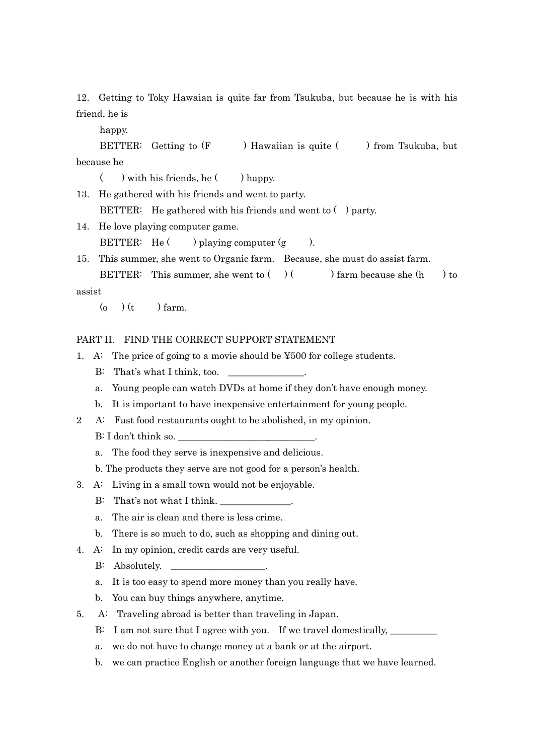12. Getting to Toky Hawaian is quite far from Tsukuba, but because he is with his friend, he is

    happy.

    BETTER: Getting to (F　　　) Hawaiian is quite (　　　) from Tsukuba, but because he

    (　　) with his friends, he (　　) happy.

13. He gathered with his friends and went to party.

    BETTER: He gathered with his friends and went to (　) party.

14. He love playing computer game.

    BETTER: He (　　) playing computer (g　　).

15. This summer, she went to Organic farm. Because, she must do assist farm.

    BETTER: This summer, she went to (　) (　　　) farm because she (h　　) to assist

    (o　) (t　　) farm.

PART II. FIND THE CORRECT SUPPORT STATEMENT

1. A: The price of going to a movie should be ¥500 for college students.

   B: That's what I think, too. ________________.

   a. Young people can watch DVDs at home if they don't have enough money.

   b. It is important to have inexpensive entertainment for young people.

2. A: Fast food restaurants ought to be abolished, in my opinion.

   B: I don't think so. _____________________________.

   a. The food they serve is inexpensive and delicious.

   b. The products they serve are not good for a person's health.

3. A: Living in a small town would not be enjoyable.

   B: That's not what I think. _______________.

   a. The air is clean and there is less crime.

   b. There is so much to do, such as shopping and dining out.

4. A: In my opinion, credit cards are very useful.

   B: Absolutely. ____________________.

   a. It is too easy to spend more money than you really have.

   b. You can buy things anywhere, anytime.

5. A: Traveling abroad is better than traveling in Japan.

   B: I am not sure that I agree with you. If we travel domestically, __________

   a. we do not have to change money at a bank or at the airport.

   b. we can practice English or another foreign language that we have learned.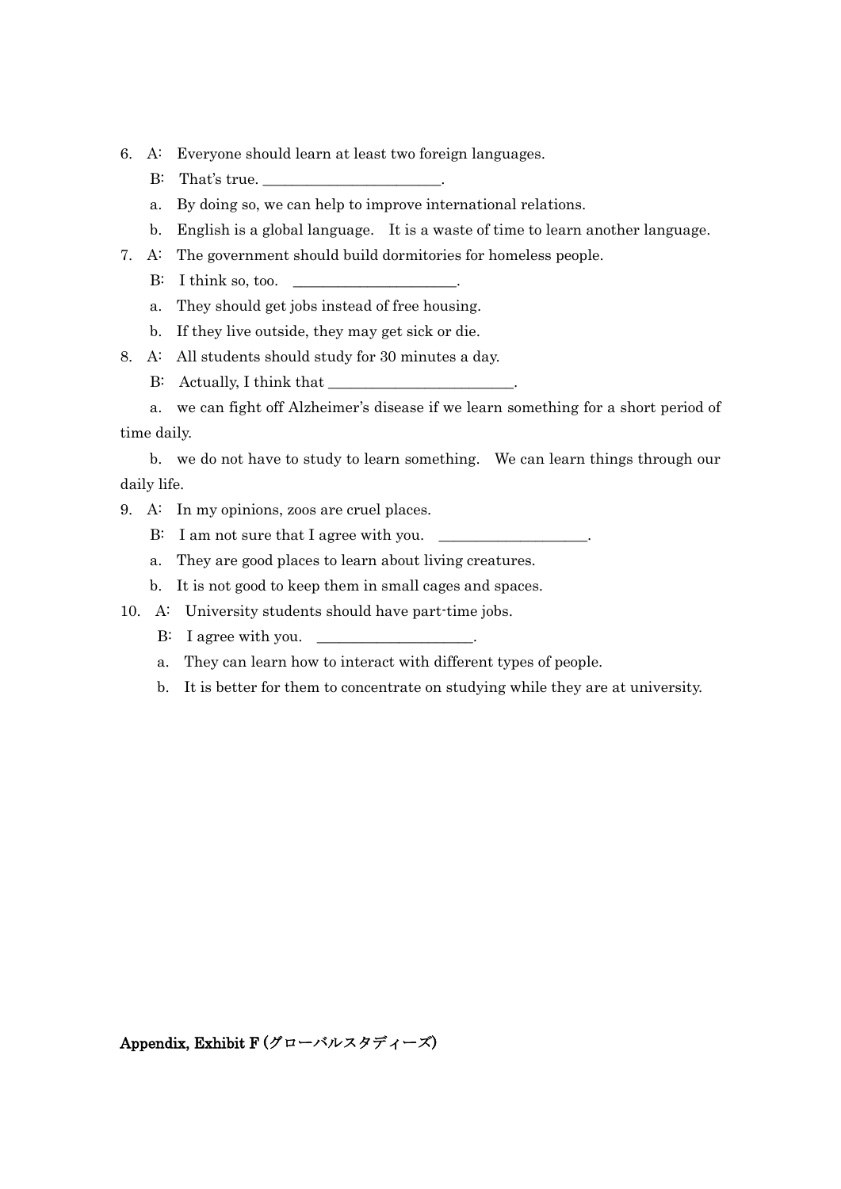6. A: Everyone should learn at least two foreign languages.

   B: That's true. ______________________.

   a. By doing so, we can help to improve international relations.

   b. English is a global language. It is a waste of time to learn another language.

7. A: The government should build dormitories for homeless people.

   B: I think so, too. ____________________.

   a. They should get jobs instead of free housing.

   b. If they live outside, they may get sick or die.

8. A: All students should study for 30 minutes a day.

   B: Actually, I think that ______________________.

   a. we can fight off Alzheimer's disease if we learn something for a short period of time daily.

   b. we do not have to study to learn something. We can learn things through our daily life.

9. A: In my opinions, zoos are cruel places.

   B: I am not sure that I agree with you. __________________.

   a. They are good places to learn about living creatures.

   b. It is not good to keep them in small cages and spaces.

10. A: University students should have part-time jobs.

    B: I agree with you. ___________________.

    a. They can learn how to interact with different types of people.

    b. It is better for them to concentrate on studying while they are at university.

**Appendix, Exhibit F (グローバルスタディーズ)**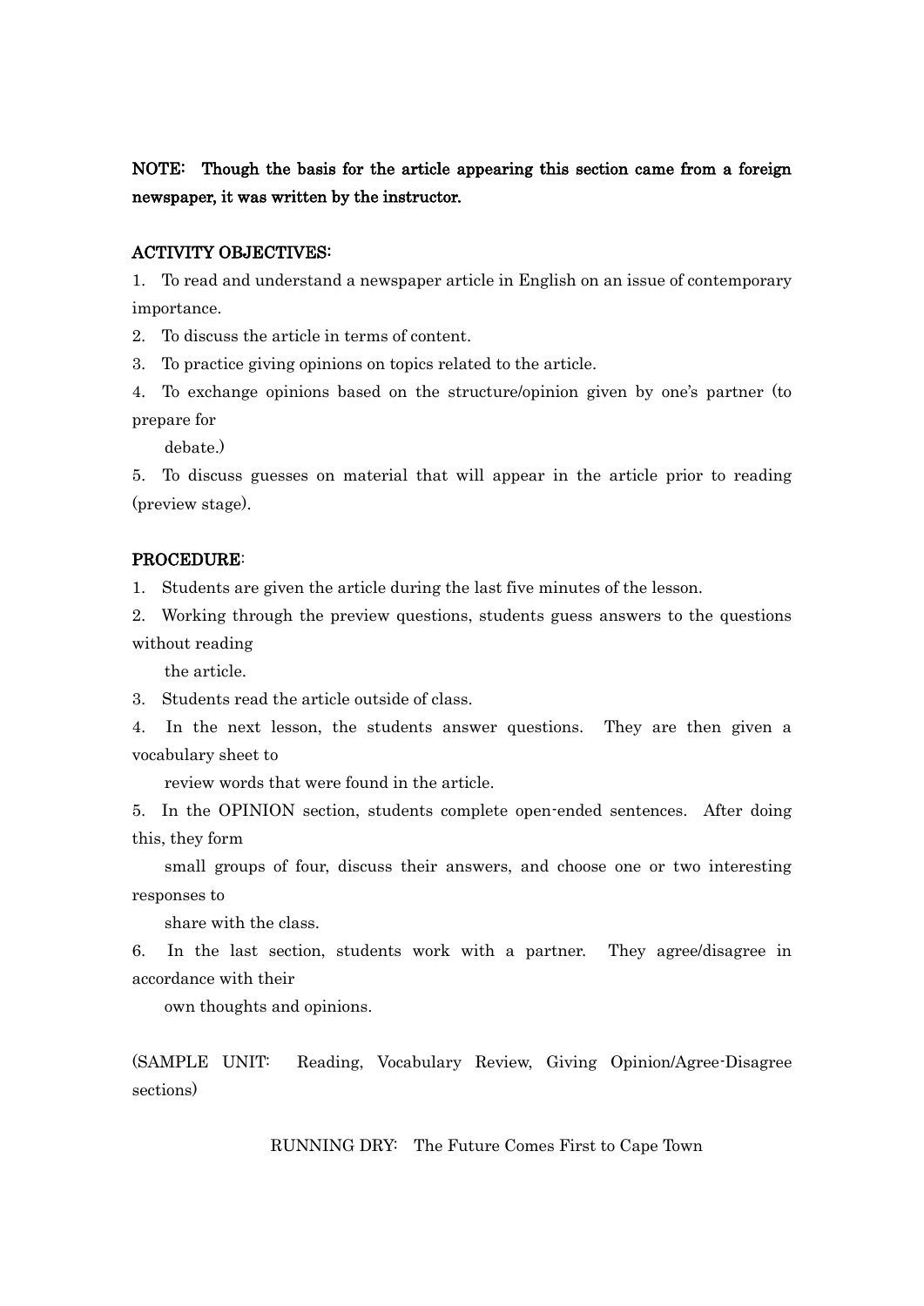**NOTE: Though the basis for the article appearing this section came from a foreign newspaper, it was written by the instructor.**

**ACTIVITY OBJECTIVES:**

1. To read and understand a newspaper article in English on an issue of contemporary importance.
2. To discuss the article in terms of content.
3. To practice giving opinions on topics related to the article.
4. To exchange opinions based on the structure/opinion given by one's partner (to prepare for debate.)
5. To discuss guesses on material that will appear in the article prior to reading (preview stage).

**PROCEDURE:**

1. Students are given the article during the last five minutes of the lesson.
2. Working through the preview questions, students guess answers to the questions without reading the article.
3. Students read the article outside of class.
4. In the next lesson, the students answer questions. They are then given a vocabulary sheet to review words that were found in the article.
5. In the OPINION section, students complete open-ended sentences. After doing this, they form small groups of four, discuss their answers, and choose one or two interesting responses to share with the class.
6. In the last section, students work with a partner. They agree/disagree in accordance with their own thoughts and opinions.

(SAMPLE UNIT: Reading, Vocabulary Review, Giving Opinion/Agree-Disagree sections)

RUNNING DRY: The Future Comes First to Cape Town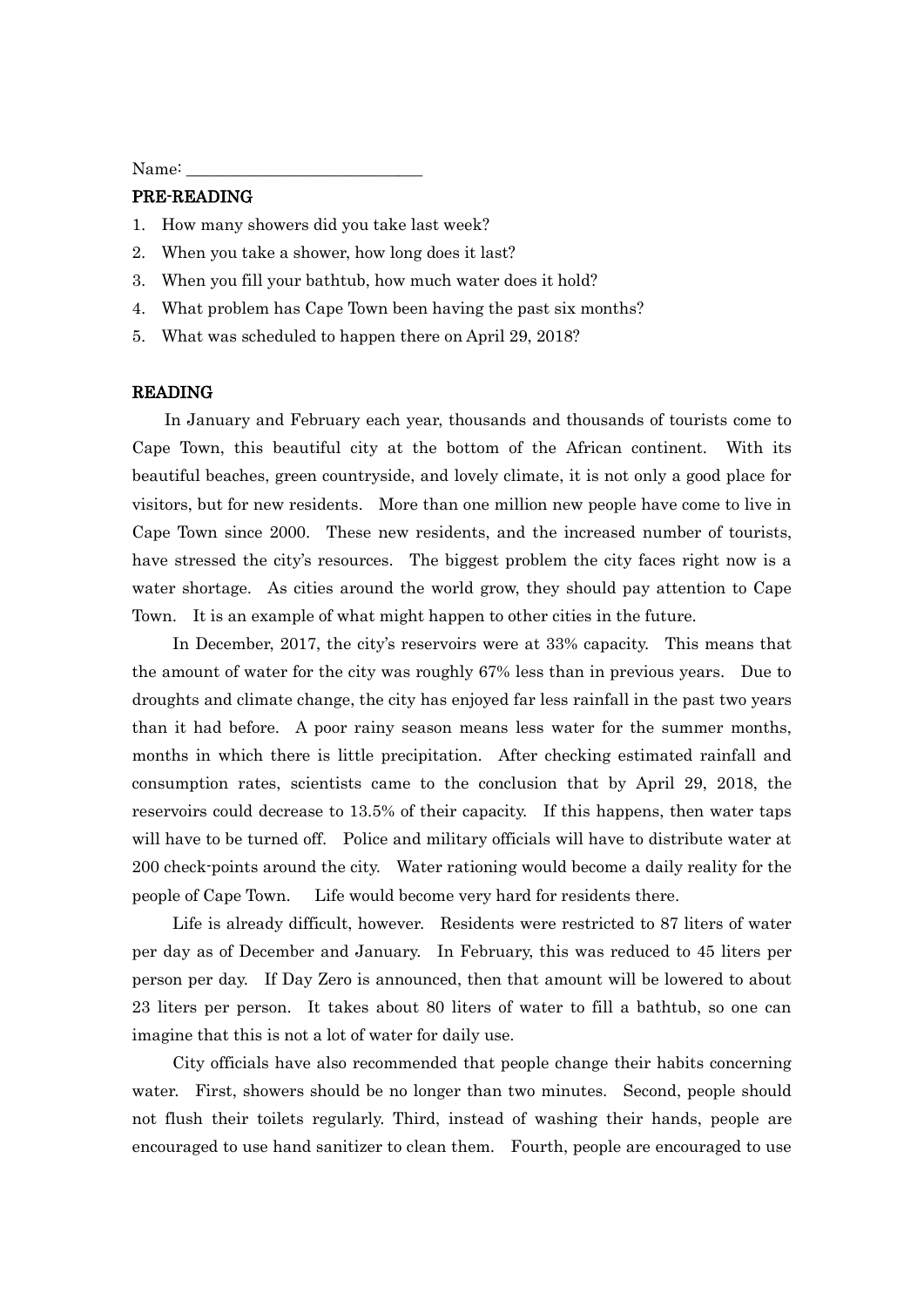Name: ____________________________

## PRE-READING

1. How many showers did you take last week?
2. When you take a shower, how long does it last?
3. When you fill your bathtub, how much water does it hold?
4. What problem has Cape Town been having the past six months?
5. What was scheduled to happen there on April 29, 2018?

## READING

In January and February each year, thousands and thousands of tourists come to Cape Town, this beautiful city at the bottom of the African continent. With its beautiful beaches, green countryside, and lovely climate, it is not only a good place for visitors, but for new residents. More than one million new people have come to live in Cape Town since 2000. These new residents, and the increased number of tourists, have stressed the city's resources. The biggest problem the city faces right now is a water shortage. As cities around the world grow, they should pay attention to Cape Town. It is an example of what might happen to other cities in the future.

In December, 2017, the city's reservoirs were at 33% capacity. This means that the amount of water for the city was roughly 67% less than in previous years. Due to droughts and climate change, the city has enjoyed far less rainfall in the past two years than it had before. A poor rainy season means less water for the summer months, months in which there is little precipitation. After checking estimated rainfall and consumption rates, scientists came to the conclusion that by April 29, 2018, the reservoirs could decrease to 13.5% of their capacity. If this happens, then water taps will have to be turned off. Police and military officials will have to distribute water at 200 check-points around the city. Water rationing would become a daily reality for the people of Cape Town. Life would become very hard for residents there.

Life is already difficult, however. Residents were restricted to 87 liters of water per day as of December and January. In February, this was reduced to 45 liters per person per day. If Day Zero is announced, then that amount will be lowered to about 23 liters per person. It takes about 80 liters of water to fill a bathtub, so one can imagine that this is not a lot of water for daily use.

City officials have also recommended that people change their habits concerning water. First, showers should be no longer than two minutes. Second, people should not flush their toilets regularly. Third, instead of washing their hands, people are encouraged to use hand sanitizer to clean them. Fourth, people are encouraged to use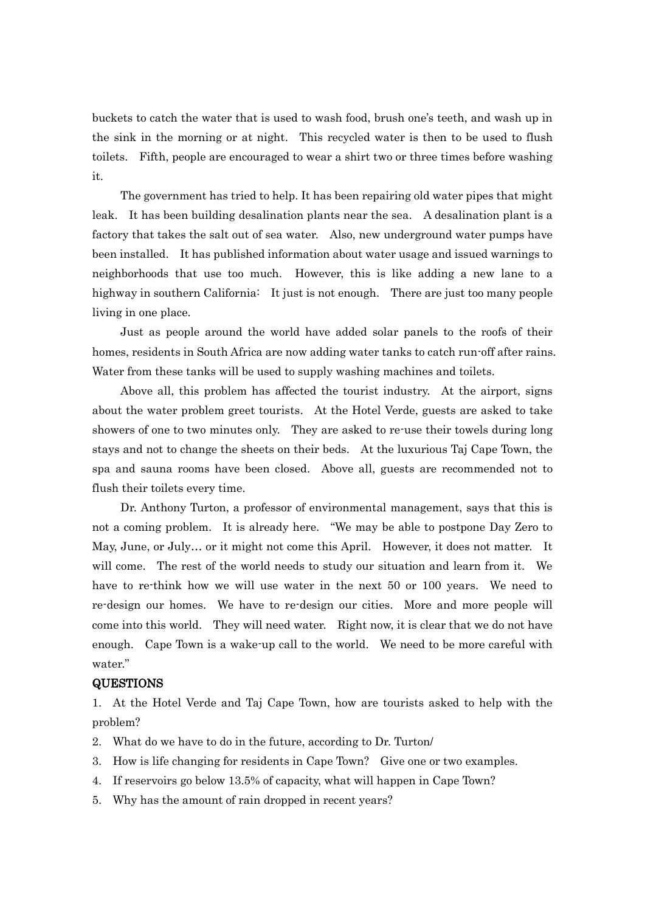buckets to catch the water that is used to wash food, brush one's teeth, and wash up in the sink in the morning or at night. This recycled water is then to be used to flush toilets. Fifth, people are encouraged to wear a shirt two or three times before washing it.

The government has tried to help. It has been repairing old water pipes that might leak. It has been building desalination plants near the sea. A desalination plant is a factory that takes the salt out of sea water. Also, new underground water pumps have been installed. It has published information about water usage and issued warnings to neighborhoods that use too much. However, this is like adding a new lane to a highway in southern California: It just is not enough. There are just too many people living in one place.

Just as people around the world have added solar panels to the roofs of their homes, residents in South Africa are now adding water tanks to catch run-off after rains. Water from these tanks will be used to supply washing machines and toilets.

Above all, this problem has affected the tourist industry. At the airport, signs about the water problem greet tourists. At the Hotel Verde, guests are asked to take showers of one to two minutes only. They are asked to re-use their towels during long stays and not to change the sheets on their beds. At the luxurious Taj Cape Town, the spa and sauna rooms have been closed. Above all, guests are recommended not to flush their toilets every time.

Dr. Anthony Turton, a professor of environmental management, says that this is not a coming problem. It is already here. "We may be able to postpone Day Zero to May, June, or July… or it might not come this April. However, it does not matter. It will come. The rest of the world needs to study our situation and learn from it. We have to re-think how we will use water in the next 50 or 100 years. We need to re-design our homes. We have to re-design our cities. More and more people will come into this world. They will need water. Right now, it is clear that we do not have enough. Cape Town is a wake-up call to the world. We need to be more careful with water."

**QUESTIONS**

1. At the Hotel Verde and Taj Cape Town, how are tourists asked to help with the problem?
2. What do we have to do in the future, according to Dr. Turton/
3. How is life changing for residents in Cape Town? Give one or two examples.
4. If reservoirs go below 13.5% of capacity, what will happen in Cape Town?
5. Why has the amount of rain dropped in recent years?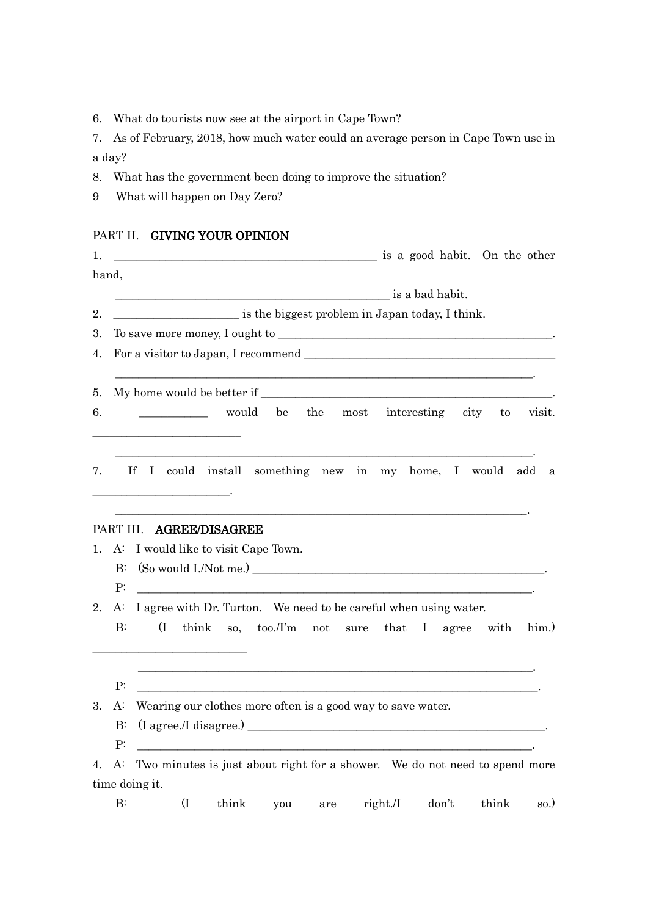6. What do tourists now see at the airport in Cape Town?
7. As of February, 2018, how much water could an average person in Cape Town use in a day?
8. What has the government been doing to improve the situation?
9 What will happen on Day Zero?

PART II. **GIVING YOUR OPINION**

1. ______________________________________________ is a good habit. On the other hand,
   ______________________________________________ is a bad habit.
2. _____________________ is the biggest problem in Japan today, I think.
3. To save more money, I ought to ________________________________________________.
4. For a visitor to Japan, I recommend ____________________________________________
   ______________________________________________________________________.
5. My home would be better if __________________________________________________.
6. ___________ would be the most interesting city to visit. _________________________
   ______________________________________________________________________.
7. If I could install something new in my home, I would add a _______________________.
   ______________________________________________________________________.

PART III. **AGREE/DISAGREE**

1. A: I would like to visit Cape Town.
   B: (So would I./Not me.) ___________________________________________________.
   P: ______________________________________________________________________.
2. A: I agree with Dr. Turton. We need to be careful when using water.
   B: (I think so, too./I'm not sure that I agree with him.) __________________________
   ______________________________________________________________________.
   P: ______________________________________________________________________.
3. A: Wearing our clothes more often is a good way to save water.
   B: (I agree./I disagree.) ___________________________________________________.
   P: ______________________________________________________________________.
4. A: Two minutes is just about right for a shower. We do not need to spend more time doing it.
   B: (I think you are right./I don't think so.)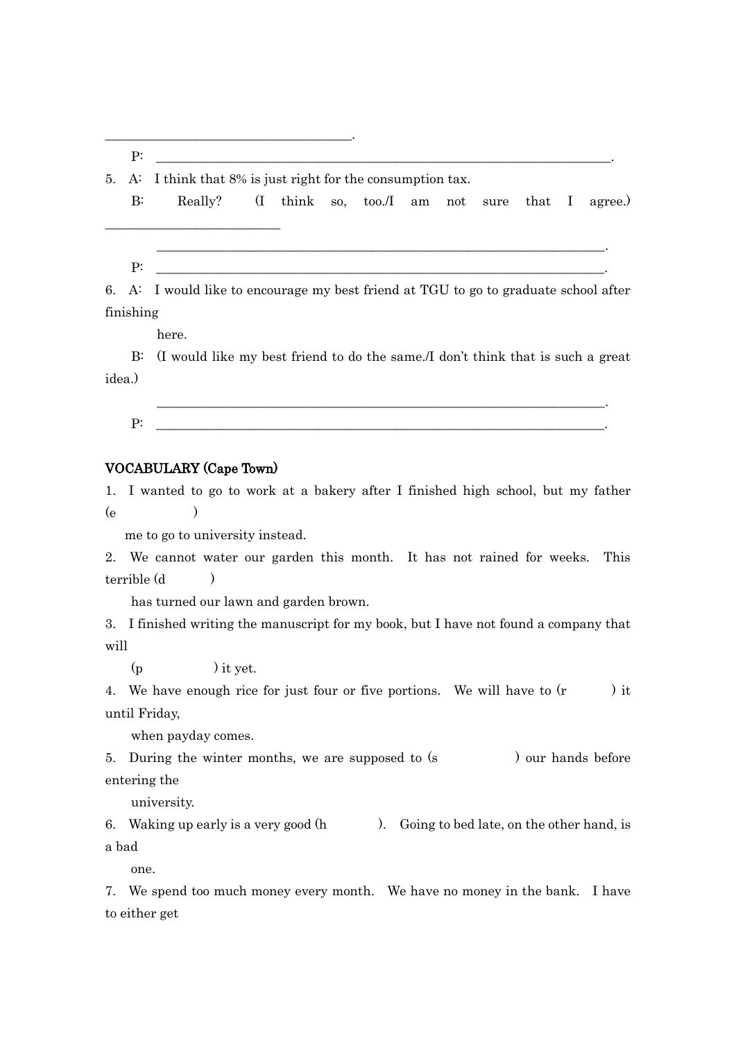\_\_\_\_\_\_\_\_\_\_\_\_\_\_\_\_\_\_\_\_\_\_\_\_\_\_\_\_\_\_\_\_\_\_\_\_\_\_\_\_.

P: \_\_\_\_\_\_\_\_\_\_\_\_\_\_\_\_\_\_\_\_\_\_\_\_\_\_\_\_\_\_\_\_\_\_\_\_\_\_\_\_\_\_\_\_\_\_\_\_\_\_\_\_\_\_\_\_\_\_\_\_\_\_\_\_\_\_\_\_\_\_\_\_\_.

5. A: I think that 8% is just right for the consumption tax.

   B: Really? (I think so, too./I am not sure that I agree.) \_\_\_\_\_\_\_\_\_\_\_\_\_\_\_\_\_\_\_\_\_\_\_\_\_\_\_\_\_\_

   \_\_\_\_\_\_\_\_\_\_\_\_\_\_\_\_\_\_\_\_\_\_\_\_\_\_\_\_\_\_\_\_\_\_\_\_\_\_\_\_\_\_\_\_\_\_\_\_\_\_\_\_\_\_\_\_\_\_\_\_\_\_\_\_\_\_\_\_\_\_\_.

   P: \_\_\_\_\_\_\_\_\_\_\_\_\_\_\_\_\_\_\_\_\_\_\_\_\_\_\_\_\_\_\_\_\_\_\_\_\_\_\_\_\_\_\_\_\_\_\_\_\_\_\_\_\_\_\_\_\_\_\_\_\_\_\_\_\_\_\_\_\_\_\_.

6. A: I would like to encourage my best friend at TGU to go to graduate school after finishing here.

   B: (I would like my best friend to do the same./I don't think that is such a great idea.)

   \_\_\_\_\_\_\_\_\_\_\_\_\_\_\_\_\_\_\_\_\_\_\_\_\_\_\_\_\_\_\_\_\_\_\_\_\_\_\_\_\_\_\_\_\_\_\_\_\_\_\_\_\_\_\_\_\_\_\_\_\_\_\_\_\_\_\_\_\_\_\_.

   P: \_\_\_\_\_\_\_\_\_\_\_\_\_\_\_\_\_\_\_\_\_\_\_\_\_\_\_\_\_\_\_\_\_\_\_\_\_\_\_\_\_\_\_\_\_\_\_\_\_\_\_\_\_\_\_\_\_\_\_\_\_\_\_\_\_\_\_\_\_\_\_.

## VOCABULARY (Cape Town)

1. I wanted to go to work at a bakery after I finished high school, but my father (e          ) me to go to university instead.
2. We cannot water our garden this month. It has not rained for weeks. This terrible (d          ) has turned our lawn and garden brown.
3. I finished writing the manuscript for my book, but I have not found a company that will (p          ) it yet.
4. We have enough rice for just four or five portions. We will have to (r          ) it until Friday, when payday comes.
5. During the winter months, we are supposed to (s          ) our hands before entering the university.
6. Waking up early is a very good (h          ). Going to bed late, on the other hand, is a bad one.
7. We spend too much money every month. We have no money in the bank. I have to either get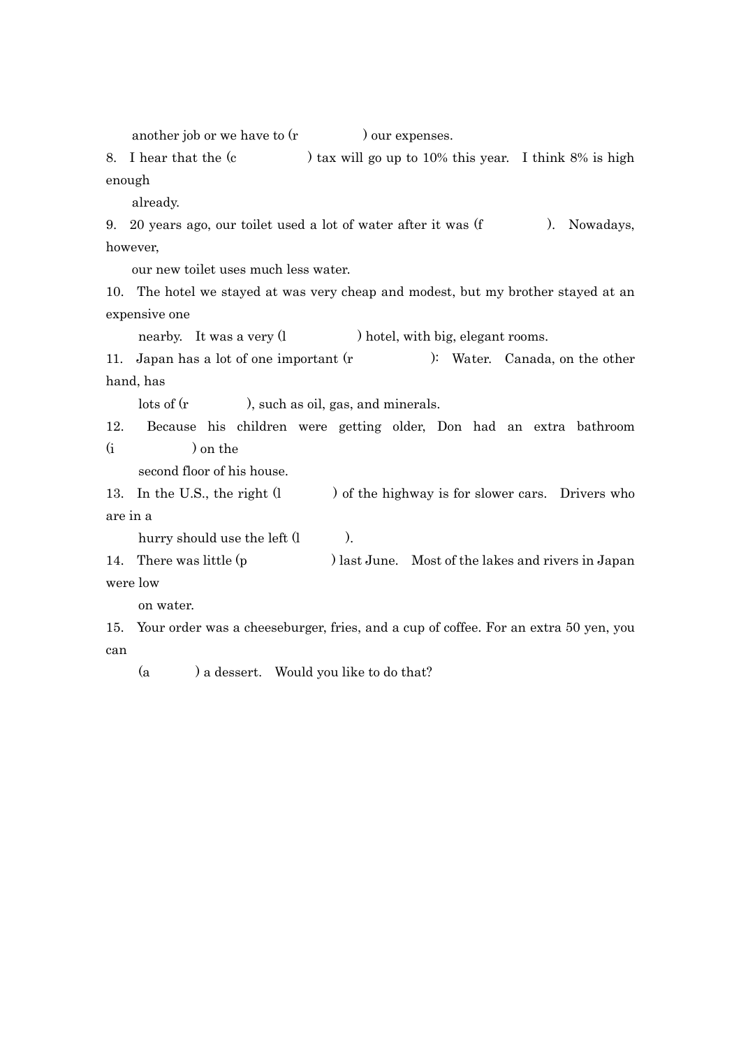another job or we have to (r            ) our expenses.

8. I hear that the (c            ) tax will go up to 10% this year. I think 8% is high enough already.

9. 20 years ago, our toilet used a lot of water after it was (f            ). Nowadays, however, our new toilet uses much less water.

10. The hotel we stayed at was very cheap and modest, but my brother stayed at an expensive one nearby. It was a very (l            ) hotel, with big, elegant rooms.

11. Japan has a lot of one important (r            ): Water. Canada, on the other hand, has lots of (r            ), such as oil, gas, and minerals.

12. Because his children were getting older, Don had an extra bathroom (i            ) on the second floor of his house.

13. In the U.S., the right (l            ) of the highway is for slower cars. Drivers who are in a hurry should use the left (l            ).

14. There was little (p            ) last June. Most of the lakes and rivers in Japan were low on water.

15. Your order was a cheeseburger, fries, and a cup of coffee. For an extra 50 yen, you can (a            ) a dessert. Would you like to do that?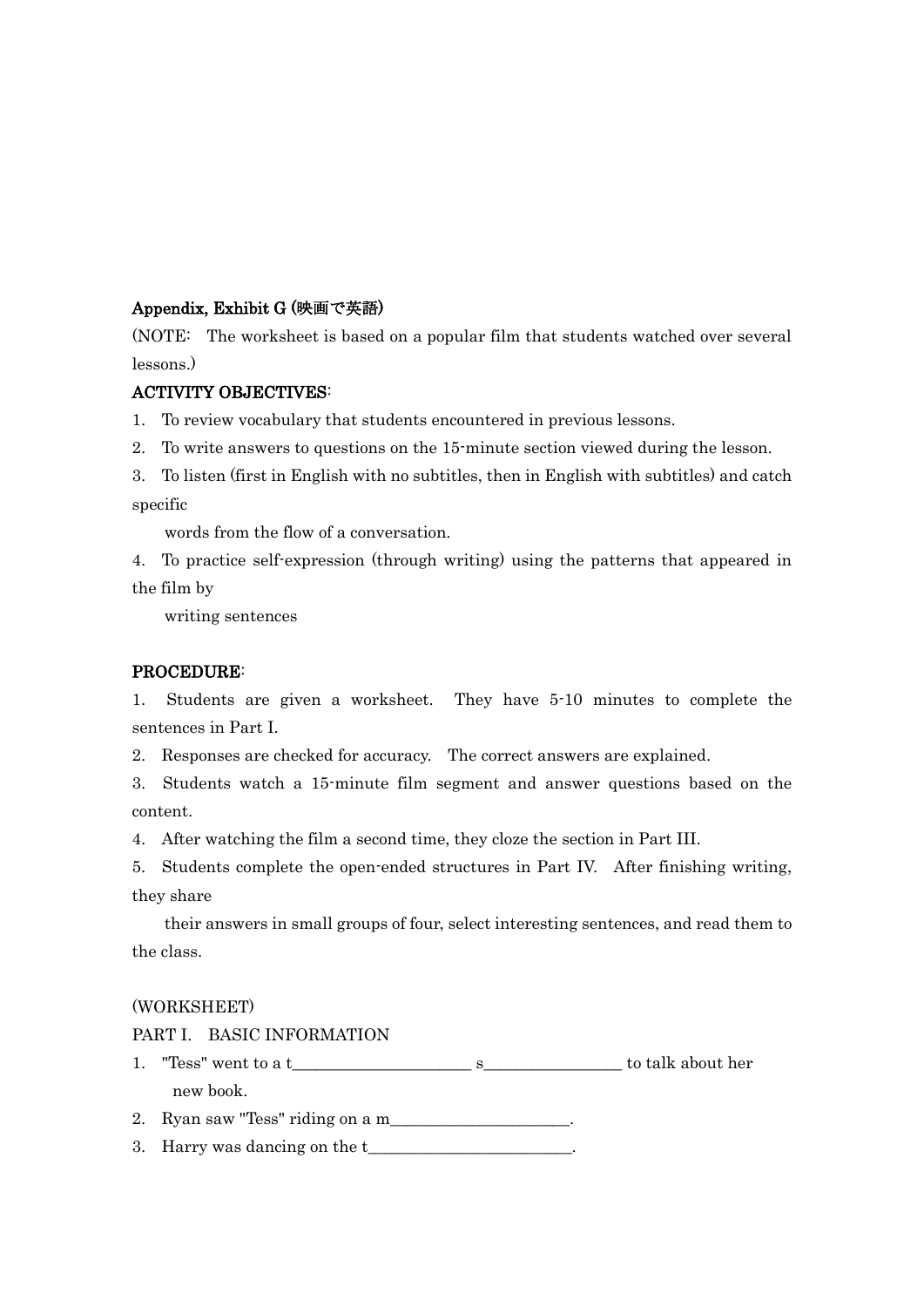**Appendix, Exhibit G (映画で英語)**

(NOTE: The worksheet is based on a popular film that students watched over several lessons.)

**ACTIVITY OBJECTIVES:**

1. To review vocabulary that students encountered in previous lessons.
2. To write answers to questions on the 15-minute section viewed during the lesson.
3. To listen (first in English with no subtitles, then in English with subtitles) and catch specific words from the flow of a conversation.
4. To practice self-expression (through writing) using the patterns that appeared in the film by writing sentences

**PROCEDURE:**

1. Students are given a worksheet. They have 5-10 minutes to complete the sentences in Part I.
2. Responses are checked for accuracy. The correct answers are explained.
3. Students watch a 15-minute film segment and answer questions based on the content.
4. After watching the film a second time, they cloze the section in Part III.
5. Students complete the open-ended structures in Part IV. After finishing writing, they share their answers in small groups of four, select interesting sentences, and read them to the class.

(WORKSHEET)

PART I. BASIC INFORMATION

1. "Tess" went to a t_____________________ s________________ to talk about her new book.
2. Ryan saw "Tess" riding on a m_____________________.
3. Harry was dancing on the t________________________.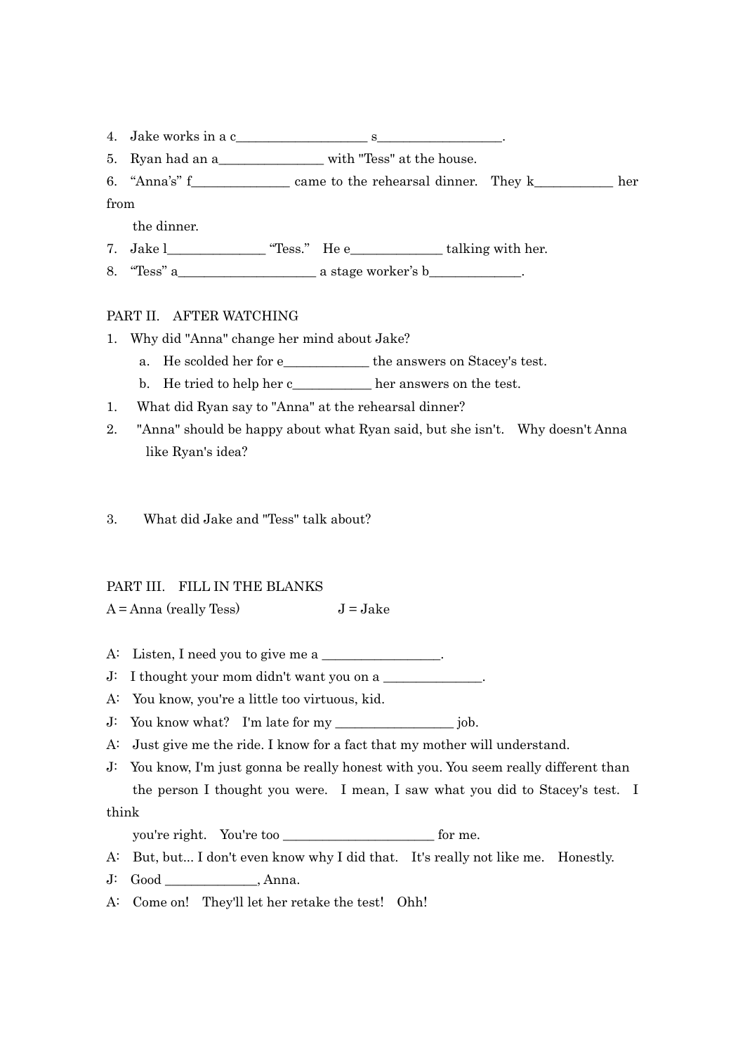4. Jake works in a c___________________ s__________________.
5. Ryan had an a_______________ with "Tess" at the house.
6. “Anna’s” f______________ came to the rehearsal dinner. They k___________ her from
   the dinner.
7. Jake l______________ “Tess.” He e_____________ talking with her.
8. “Tess” a____________________ a stage worker’s b_____________.

PART II. AFTER WATCHING

1. Why did "Anna" change her mind about Jake?
   a. He scolded her for e____________ the answers on Stacey's test.
   b. He tried to help her c___________ her answers on the test.
1. What did Ryan say to "Anna" at the rehearsal dinner?
2. "Anna" should be happy about what Ryan said, but she isn't. Why doesn't Anna like Ryan's idea?

3. What did Jake and "Tess" talk about?

PART III. FILL IN THE BLANKS

A = Anna (really Tess) J = Jake

A: Listen, I need you to give me a _________________.

J: I thought your mom didn't want you on a ______________.

A: You know, you're a little too virtuous, kid.

J: You know what? I'm late for my _________________ job.

A: Just give me the ride. I know for a fact that my mother will understand.

J: You know, I'm just gonna be really honest with you. You seem really different than the person I thought you were. I mean, I saw what you did to Stacey's test. I think
you're right. You're too ______________________ for me.

A: But, but... I don't even know why I did that. It's really not like me. Honestly.

J: Good _____________, Anna.

A: Come on! They'll let her retake the test! Ohh!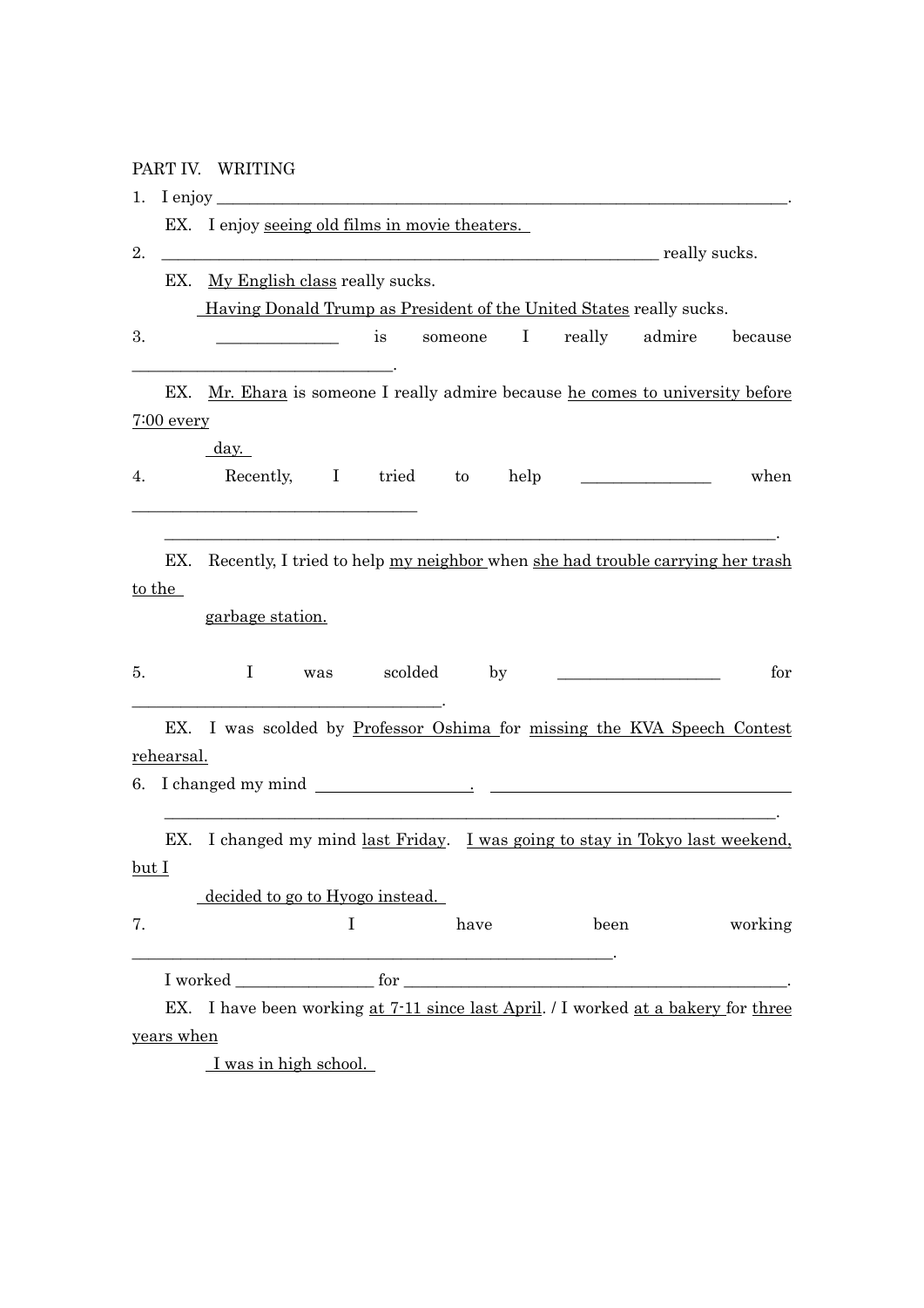PART IV. WRITING

1. I enjoy ______________________________________________________________________.

   EX. I enjoy <u>seeing old films in movie theaters.</u>

2. ______________________________________________________________ really sucks.

   EX. <u>My English class</u> really sucks.

   <u>Having Donald Trump as President of the United States</u> really sucks.

3. ______________ is someone I really admire because ______________________________.

   EX. <u>Mr. Ehara</u> is someone I really admire because <u>he comes to university before 7:00 every day.</u>

4. Recently, I tried to help _______________ when ________________________________

   ___________________________________________________________________________.

   EX. Recently, I tried to help <u>my neighbor</u> when <u>she had trouble carrying her trash to the garbage station.</u>

5. I was scolded by ___________________ for ____________________________________.

   EX. I was scolded by <u>Professor Oshima</u> for <u>missing the KVA Speech Contest rehearsal.</u>

6. I changed my mind __________________. ____________________________________

   ___________________________________________________________________________.

   EX. I changed my mind <u>last Friday</u>. <u>I was going to stay in Tokyo last weekend, but I decided to go to Hyogo instead.</u>

7. I have been working ______________________________________________________.

   I worked ________________ for _____________________________________________.

   EX. I have been working <u>at 7-11 since last April</u>. / I worked <u>at a bakery</u> for <u>three years when I was in high school.</u>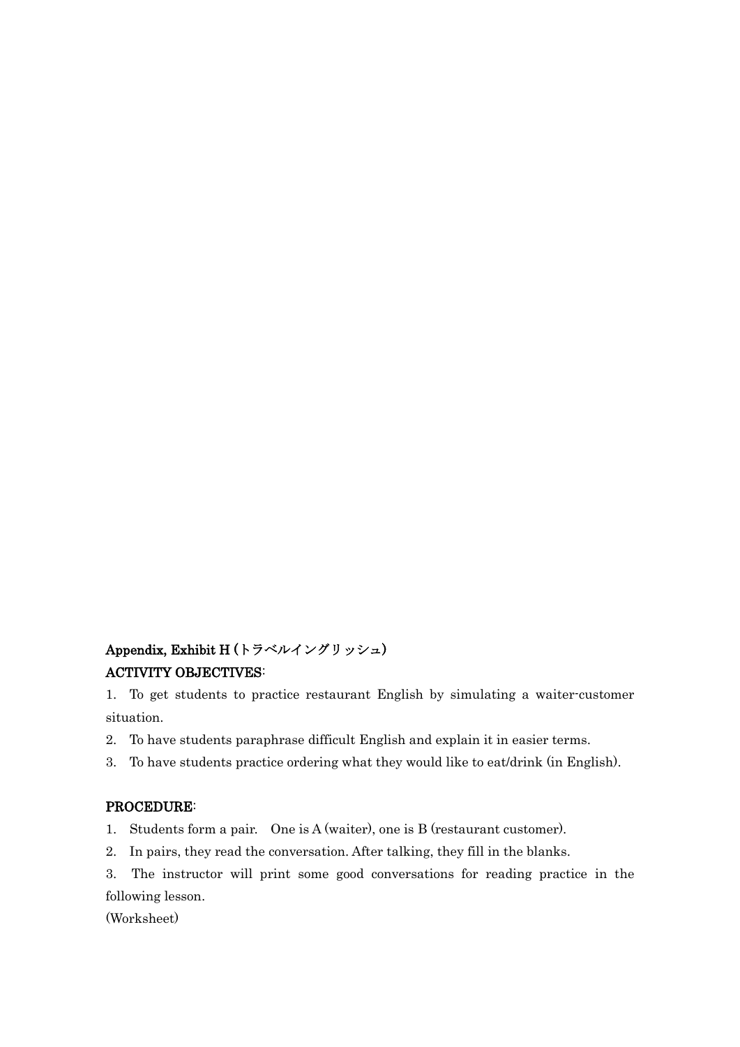**Appendix, Exhibit H (トラベルイングリッシュ)**

**ACTIVITY OBJECTIVES**:

1. To get students to practice restaurant English by simulating a waiter-customer situation.
2. To have students paraphrase difficult English and explain it in easier terms.
3. To have students practice ordering what they would like to eat/drink (in English).

**PROCEDURE**:

1. Students form a pair. One is A (waiter), one is B (restaurant customer).
2. In pairs, they read the conversation. After talking, they fill in the blanks.
3. The instructor will print some good conversations for reading practice in the following lesson.

(Worksheet)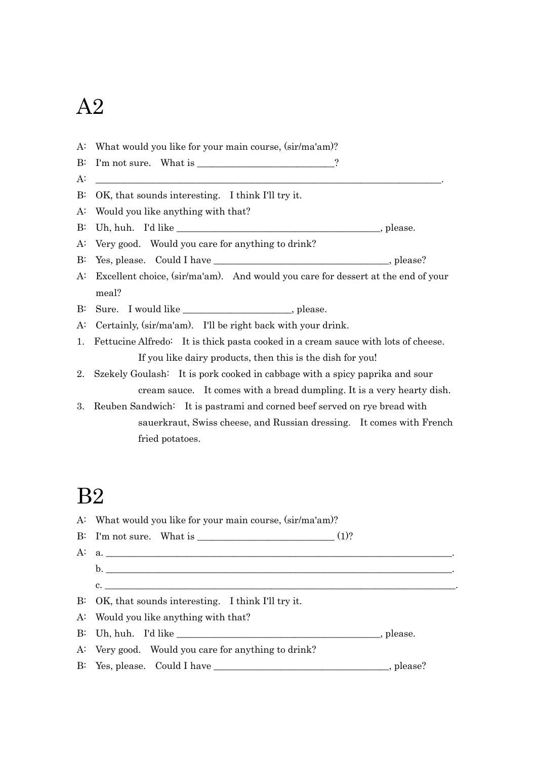# A2

A: What would you like for your main course, (sir/ma'am)?

B: I'm not sure. What is ____________________________?

A: ______________________________________________________________________________.

B: OK, that sounds interesting. I think I'll try it.

A: Would you like anything with that?

B: Uh, huh. I'd like __________________________________________, please.

A: Very good. Would you care for anything to drink?

B: Yes, please. Could I have ______________________________________, please?

A: Excellent choice, (sir/ma'am). And would you care for dessert at the end of your meal?

B: Sure. I would like _______________________, please.

A: Certainly, (sir/ma'am). I'll be right back with your drink.

1. Fettucine Alfredo: It is thick pasta cooked in a cream sauce with lots of cheese. If you like dairy products, then this is the dish for you!
2. Szekely Goulash: It is pork cooked in cabbage with a spicy paprika and sour cream sauce. It comes with a bread dumpling. It is a very hearty dish.
3. Reuben Sandwich: It is pastrami and corned beef served on rye bread with sauerkraut, Swiss cheese, and Russian dressing. It comes with French fried potatoes.

# B2

A: What would you like for your main course, (sir/ma'am)?

B: I'm not sure. What is ____________________________ (1)?

A: a. ____________________________________________________________________________.

b. ____________________________________________________________________________.

c. ____________________________________________________________________________.

B: OK, that sounds interesting. I think I'll try it.

A: Would you like anything with that?

B: Uh, huh. I'd like __________________________________________, please.

A: Very good. Would you care for anything to drink?

B: Yes, please. Could I have ______________________________________, please?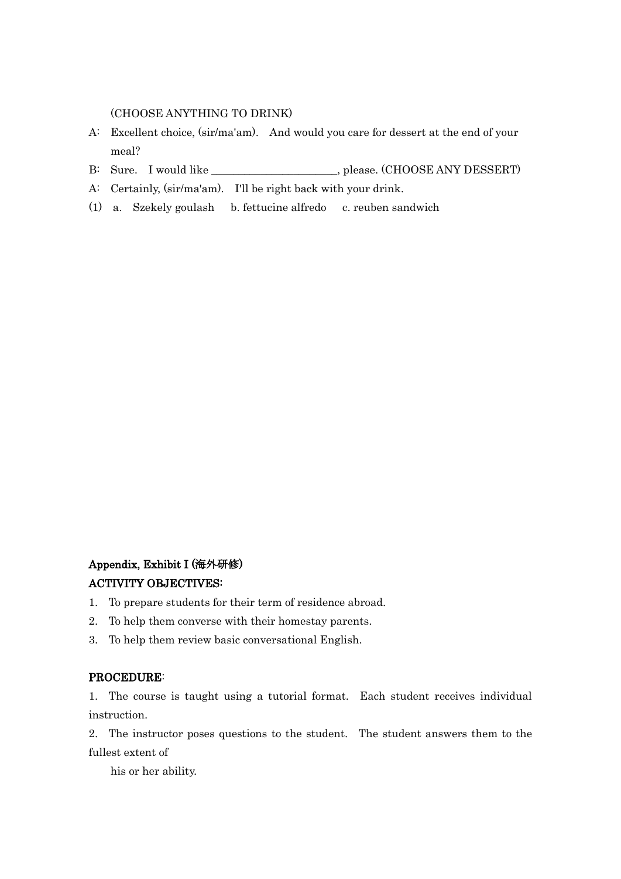(CHOOSE ANYTHING TO DRINK)

A: Excellent choice, (sir/ma'am). And would you care for dessert at the end of your meal?

B: Sure. I would like _______________________, please. (CHOOSE ANY DESSERT)

A: Certainly, (sir/ma'am). I'll be right back with your drink.

(1) a. Szekely goulash b. fettucine alfredo c. reuben sandwich

**Appendix, Exhibit I (海外研修)**

**ACTIVITY OBJECTIVES:**

1. To prepare students for their term of residence abroad.
2. To help them converse with their homestay parents.
3. To help them review basic conversational English.

**PROCEDURE**:

1. The course is taught using a tutorial format. Each student receives individual instruction.
2. The instructor poses questions to the student. The student answers them to the fullest extent of his or her ability.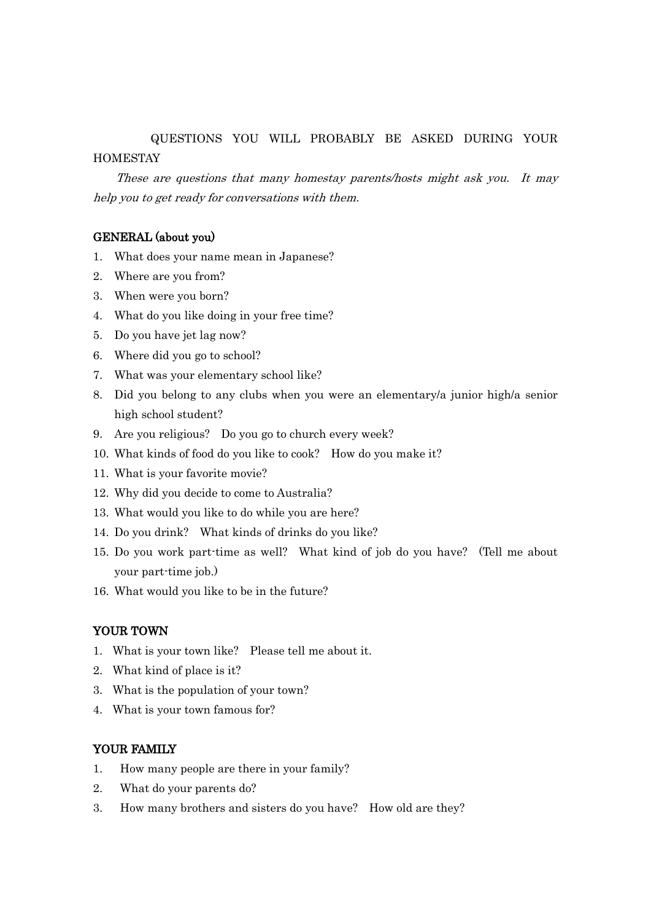# QUESTIONS YOU WILL PROBABLY BE ASKED DURING YOUR HOMESTAY

*These are questions that many homestay parents/hosts might ask you. It may help you to get ready for conversations with them.*

## GENERAL (about you)

1. What does your name mean in Japanese?
2. Where are you from?
3. When were you born?
4. What do you like doing in your free time?
5. Do you have jet lag now?
6. Where did you go to school?
7. What was your elementary school like?
8. Did you belong to any clubs when you were an elementary/a junior high/a senior high school student?
9. Are you religious? Do you go to church every week?
10. What kinds of food do you like to cook? How do you make it?
11. What is your favorite movie?
12. Why did you decide to come to Australia?
13. What would you like to do while you are here?
14. Do you drink? What kinds of drinks do you like?
15. Do you work part-time as well? What kind of job do you have? (Tell me about your part-time job.)
16. What would you like to be in the future?

## YOUR TOWN

1. What is your town like? Please tell me about it.
2. What kind of place is it?
3. What is the population of your town?
4. What is your town famous for?

## YOUR FAMILY

1. How many people are there in your family?
2. What do your parents do?
3. How many brothers and sisters do you have? How old are they?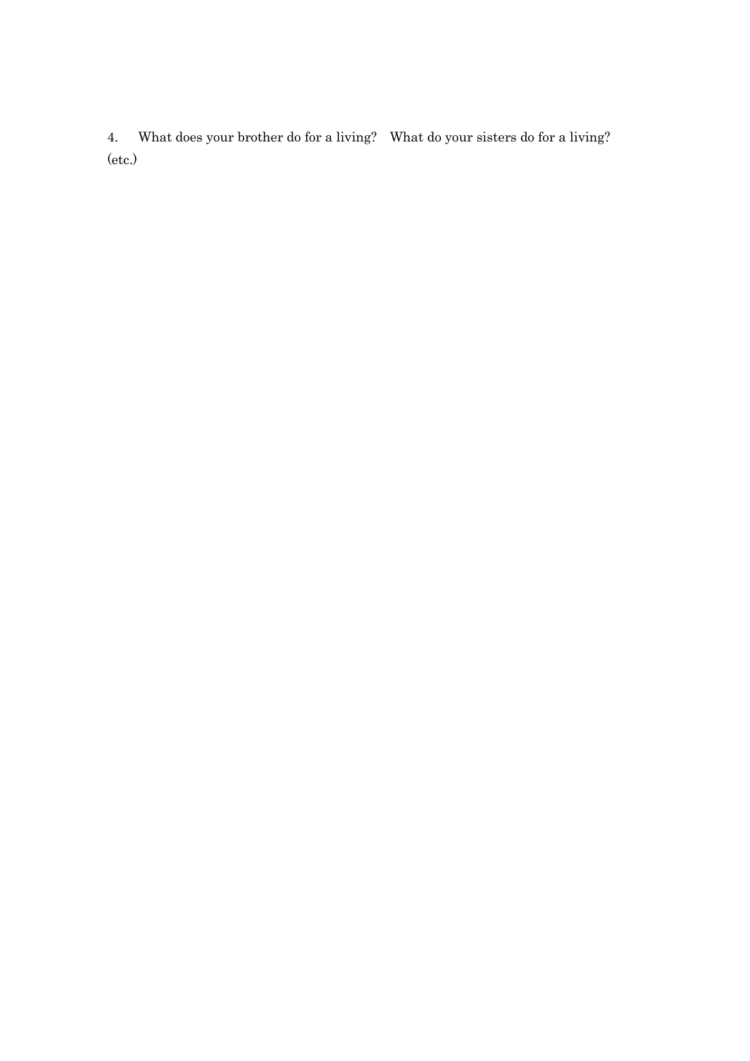4. What does your brother do for a living? What do your sisters do for a living? (etc.)